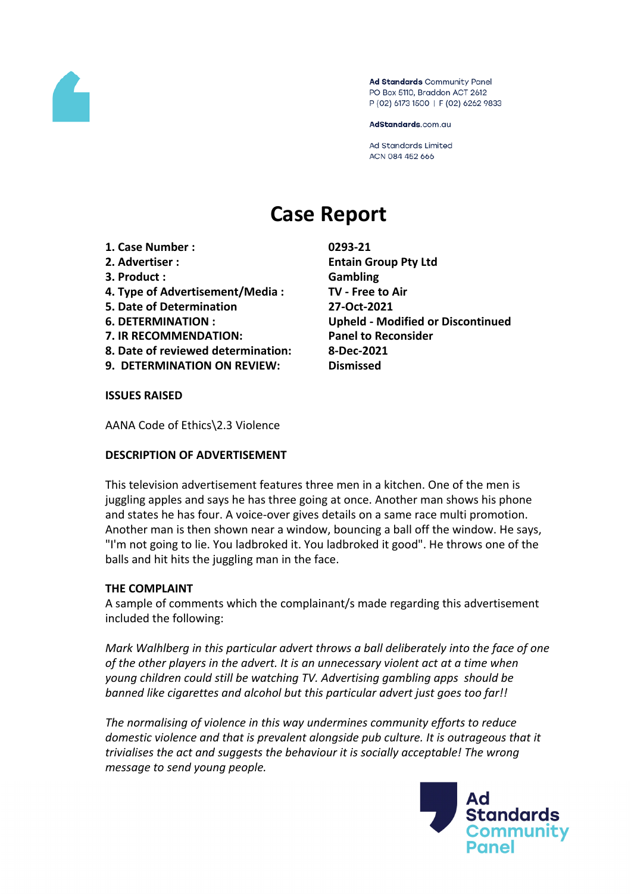Ad Standards Community Panel
PO Box 5110, Braddon ACT 2612
P (02) 6173 1500 | F (02) 6262 9833

AdStandards.com.au

Ad Standards Limited
ACN 084 452 666

# Case Report

| | |
|---|---|
| **1. Case Number :** | **0293-21** |
| **2. Advertiser :** | **Entain Group Pty Ltd** |
| **3. Product :** | **Gambling** |
| **4. Type of Advertisement/Media :** | **TV - Free to Air** |
| **5. Date of Determination** | **27-Oct-2021** |
| **6. DETERMINATION :** | **Upheld - Modified or Discontinued** |
| **7. IR RECOMMENDATION:** | **Panel to Reconsider** |
| **8. Date of reviewed determination:** | **8-Dec-2021** |
| **9. DETERMINATION ON REVIEW:** | **Dismissed** |

**ISSUES RAISED**

AANA Code of Ethics\2.3 Violence

**DESCRIPTION OF ADVERTISEMENT**

This television advertisement features three men in a kitchen. One of the men is juggling apples and says he has three going at once. Another man shows his phone and states he has four. A voice-over gives details on a same race multi promotion. Another man is then shown near a window, bouncing a ball off the window. He says, "I'm not going to lie. You ladbroked it. You ladbroked it good". He throws one of the balls and hit hits the juggling man in the face.

**THE COMPLAINT**

A sample of comments which the complainant/s made regarding this advertisement included the following:

*Mark Walhlberg in this particular advert throws a ball deliberately into the face of one of the other players in the advert. It is an unnecessary violent act at a time when young children could still be watching TV. Advertising gambling apps should be banned like cigarettes and alcohol but this particular advert just goes too far!!*

*The normalising of violence in this way undermines community efforts to reduce domestic violence and that is prevalent alongside pub culture. It is outrageous that it trivialises the act and suggests the behaviour it is socially acceptable! The wrong message to send young people.*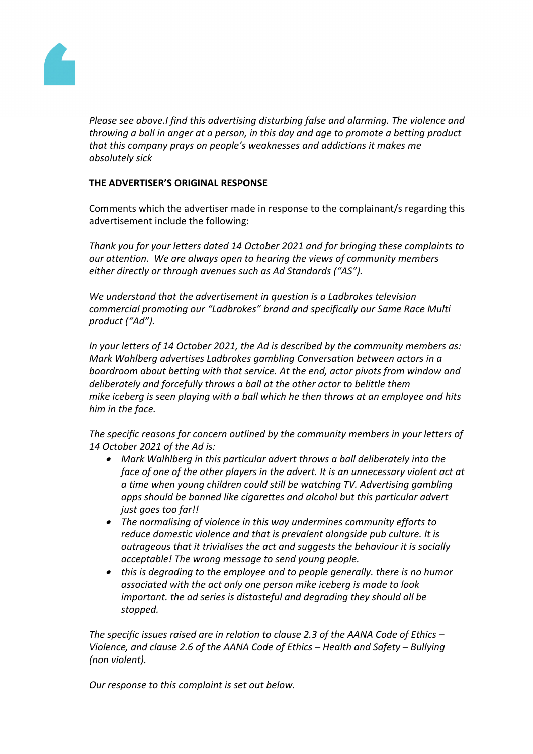*Please see above.I find this advertising disturbing false and alarming. The violence and throwing a ball in anger at a person, in this day and age to promote a betting product that this company prays on people's weaknesses and addictions it makes me absolutely sick*

**THE ADVERTISER'S ORIGINAL RESPONSE**

Comments which the advertiser made in response to the complainant/s regarding this advertisement include the following:

*Thank you for your letters dated 14 October 2021 and for bringing these complaints to our attention. We are always open to hearing the views of community members either directly or through avenues such as Ad Standards ("AS").*

*We understand that the advertisement in question is a Ladbrokes television commercial promoting our "Ladbrokes" brand and specifically our Same Race Multi product ("Ad").*

*In your letters of 14 October 2021, the Ad is described by the community members as: Mark Wahlberg advertises Ladbrokes gambling Conversation between actors in a boardroom about betting with that service. At the end, actor pivots from window and deliberately and forcefully throws a ball at the other actor to belittle them mike iceberg is seen playing with a ball which he then throws at an employee and hits him in the face.*

*The specific reasons for concern outlined by the community members in your letters of 14 October 2021 of the Ad is:*

- *Mark Walhlberg in this particular advert throws a ball deliberately into the face of one of the other players in the advert. It is an unnecessary violent act at a time when young children could still be watching TV. Advertising gambling apps should be banned like cigarettes and alcohol but this particular advert just goes too far!!*
- *The normalising of violence in this way undermines community efforts to reduce domestic violence and that is prevalent alongside pub culture. It is outrageous that it trivialises the act and suggests the behaviour it is socially acceptable! The wrong message to send young people.*
- *this is degrading to the employee and to people generally. there is no humor associated with the act only one person mike iceberg is made to look important. the ad series is distasteful and degrading they should all be stopped.*

*The specific issues raised are in relation to clause 2.3 of the AANA Code of Ethics – Violence, and clause 2.6 of the AANA Code of Ethics – Health and Safety – Bullying (non violent).*

*Our response to this complaint is set out below.*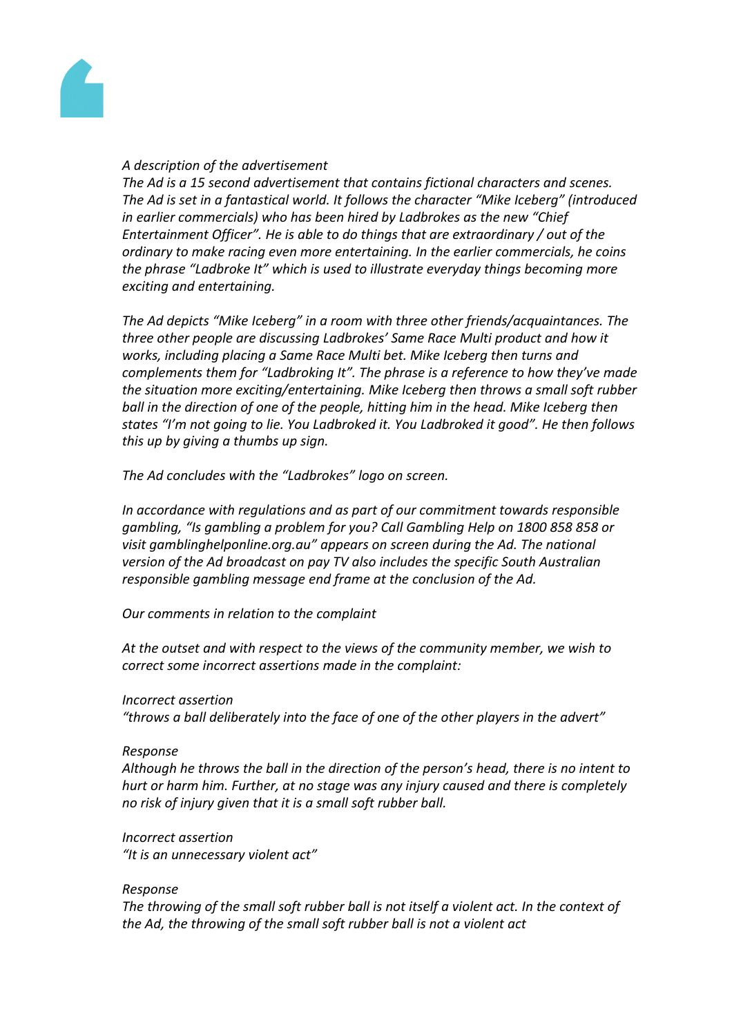*A description of the advertisement*

*The Ad is a 15 second advertisement that contains fictional characters and scenes. The Ad is set in a fantastical world. It follows the character "Mike Iceberg" (introduced in earlier commercials) who has been hired by Ladbrokes as the new "Chief Entertainment Officer". He is able to do things that are extraordinary / out of the ordinary to make racing even more entertaining. In the earlier commercials, he coins the phrase "Ladbroke It" which is used to illustrate everyday things becoming more exciting and entertaining.*

*The Ad depicts "Mike Iceberg" in a room with three other friends/acquaintances. The three other people are discussing Ladbrokes' Same Race Multi product and how it works, including placing a Same Race Multi bet. Mike Iceberg then turns and complements them for "Ladbroking It". The phrase is a reference to how they've made the situation more exciting/entertaining. Mike Iceberg then throws a small soft rubber ball in the direction of one of the people, hitting him in the head. Mike Iceberg then states "I'm not going to lie. You Ladbroked it. You Ladbroked it good". He then follows this up by giving a thumbs up sign.*

*The Ad concludes with the "Ladbrokes" logo on screen.*

*In accordance with regulations and as part of our commitment towards responsible gambling, "Is gambling a problem for you? Call Gambling Help on 1800 858 858 or visit gamblinghelponline.org.au" appears on screen during the Ad. The national version of the Ad broadcast on pay TV also includes the specific South Australian responsible gambling message end frame at the conclusion of the Ad.*

*Our comments in relation to the complaint*

*At the outset and with respect to the views of the community member, we wish to correct some incorrect assertions made in the complaint:*

*Incorrect assertion*

*"throws a ball deliberately into the face of one of the other players in the advert"*

*Response*

*Although he throws the ball in the direction of the person's head, there is no intent to hurt or harm him. Further, at no stage was any injury caused and there is completely no risk of injury given that it is a small soft rubber ball.*

*Incorrect assertion*

*"It is an unnecessary violent act"*

*Response*

*The throwing of the small soft rubber ball is not itself a violent act. In the context of the Ad, the throwing of the small soft rubber ball is not a violent act*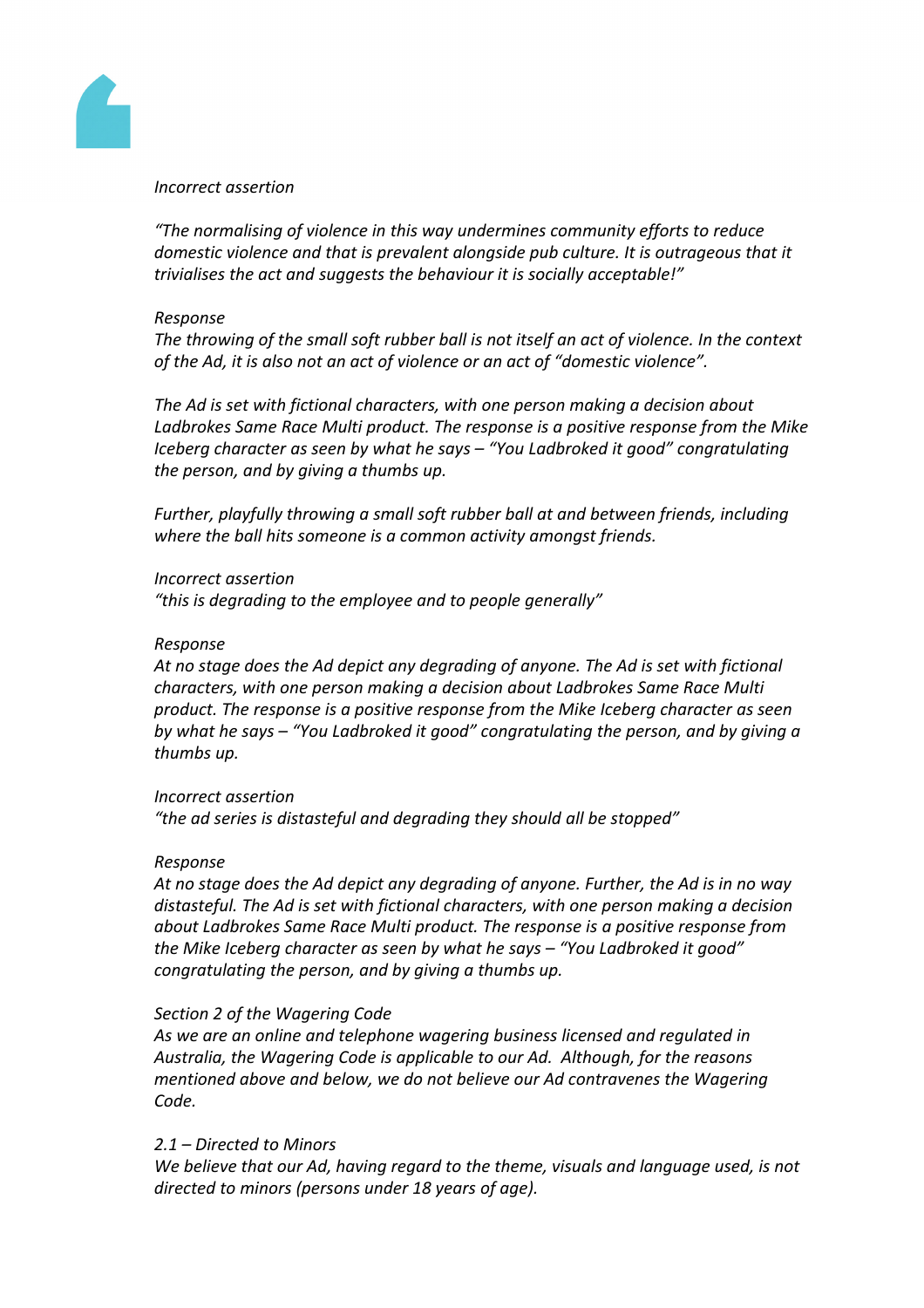*Incorrect assertion*

*"The normalising of violence in this way undermines community efforts to reduce domestic violence and that is prevalent alongside pub culture. It is outrageous that it trivialises the act and suggests the behaviour it is socially acceptable!"*

*Response*

*The throwing of the small soft rubber ball is not itself an act of violence. In the context of the Ad, it is also not an act of violence or an act of "domestic violence".*

*The Ad is set with fictional characters, with one person making a decision about Ladbrokes Same Race Multi product. The response is a positive response from the Mike Iceberg character as seen by what he says – "You Ladbroked it good" congratulating the person, and by giving a thumbs up.*

*Further, playfully throwing a small soft rubber ball at and between friends, including where the ball hits someone is a common activity amongst friends.*

*Incorrect assertion*

*"this is degrading to the employee and to people generally"*

*Response*

*At no stage does the Ad depict any degrading of anyone. The Ad is set with fictional characters, with one person making a decision about Ladbrokes Same Race Multi product. The response is a positive response from the Mike Iceberg character as seen by what he says – "You Ladbroked it good" congratulating the person, and by giving a thumbs up.*

*Incorrect assertion*

*"the ad series is distasteful and degrading they should all be stopped"*

*Response*

*At no stage does the Ad depict any degrading of anyone. Further, the Ad is in no way distasteful. The Ad is set with fictional characters, with one person making a decision about Ladbrokes Same Race Multi product. The response is a positive response from the Mike Iceberg character as seen by what he says – "You Ladbroked it good" congratulating the person, and by giving a thumbs up.*

*Section 2 of the Wagering Code*

*As we are an online and telephone wagering business licensed and regulated in Australia, the Wagering Code is applicable to our Ad. Although, for the reasons mentioned above and below, we do not believe our Ad contravenes the Wagering Code.*

*2.1 – Directed to Minors*

*We believe that our Ad, having regard to the theme, visuals and language used, is not directed to minors (persons under 18 years of age).*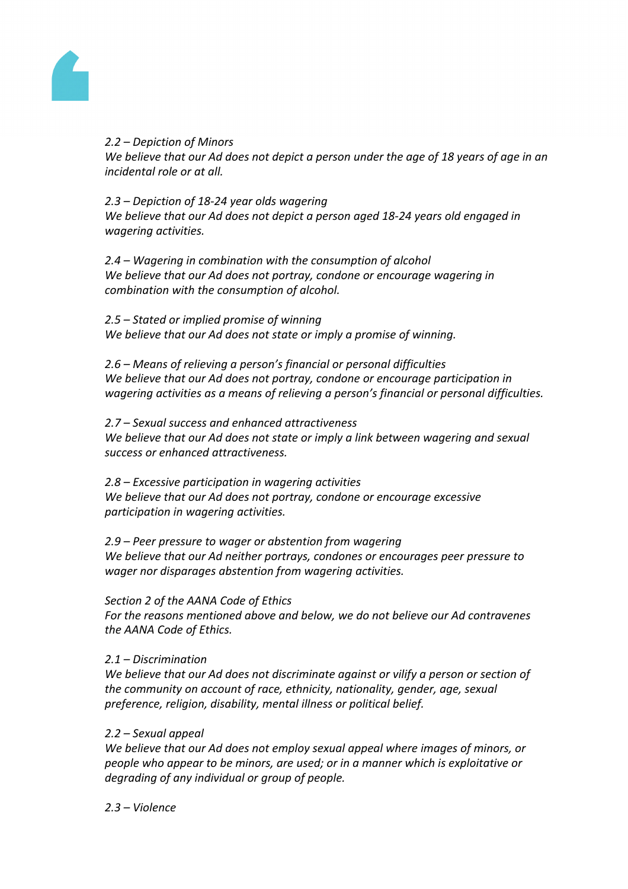*2.2 – Depiction of Minors*
*We believe that our Ad does not depict a person under the age of 18 years of age in an incidental role or at all.*

*2.3 – Depiction of 18-24 year olds wagering*
*We believe that our Ad does not depict a person aged 18-24 years old engaged in wagering activities.*

*2.4 – Wagering in combination with the consumption of alcohol*
*We believe that our Ad does not portray, condone or encourage wagering in combination with the consumption of alcohol.*

*2.5 – Stated or implied promise of winning*
*We believe that our Ad does not state or imply a promise of winning.*

*2.6 – Means of relieving a person's financial or personal difficulties*
*We believe that our Ad does not portray, condone or encourage participation in wagering activities as a means of relieving a person's financial or personal difficulties.*

*2.7 – Sexual success and enhanced attractiveness*
*We believe that our Ad does not state or imply a link between wagering and sexual success or enhanced attractiveness.*

*2.8 – Excessive participation in wagering activities*
*We believe that our Ad does not portray, condone or encourage excessive participation in wagering activities.*

*2.9 – Peer pressure to wager or abstention from wagering*
*We believe that our Ad neither portrays, condones or encourages peer pressure to wager nor disparages abstention from wagering activities.*

*Section 2 of the AANA Code of Ethics*
*For the reasons mentioned above and below, we do not believe our Ad contravenes the AANA Code of Ethics.*

*2.1 – Discrimination*
*We believe that our Ad does not discriminate against or vilify a person or section of the community on account of race, ethnicity, nationality, gender, age, sexual preference, religion, disability, mental illness or political belief.*

*2.2 – Sexual appeal*
*We believe that our Ad does not employ sexual appeal where images of minors, or people who appear to be minors, are used; or in a manner which is exploitative or degrading of any individual or group of people.*

*2.3 – Violence*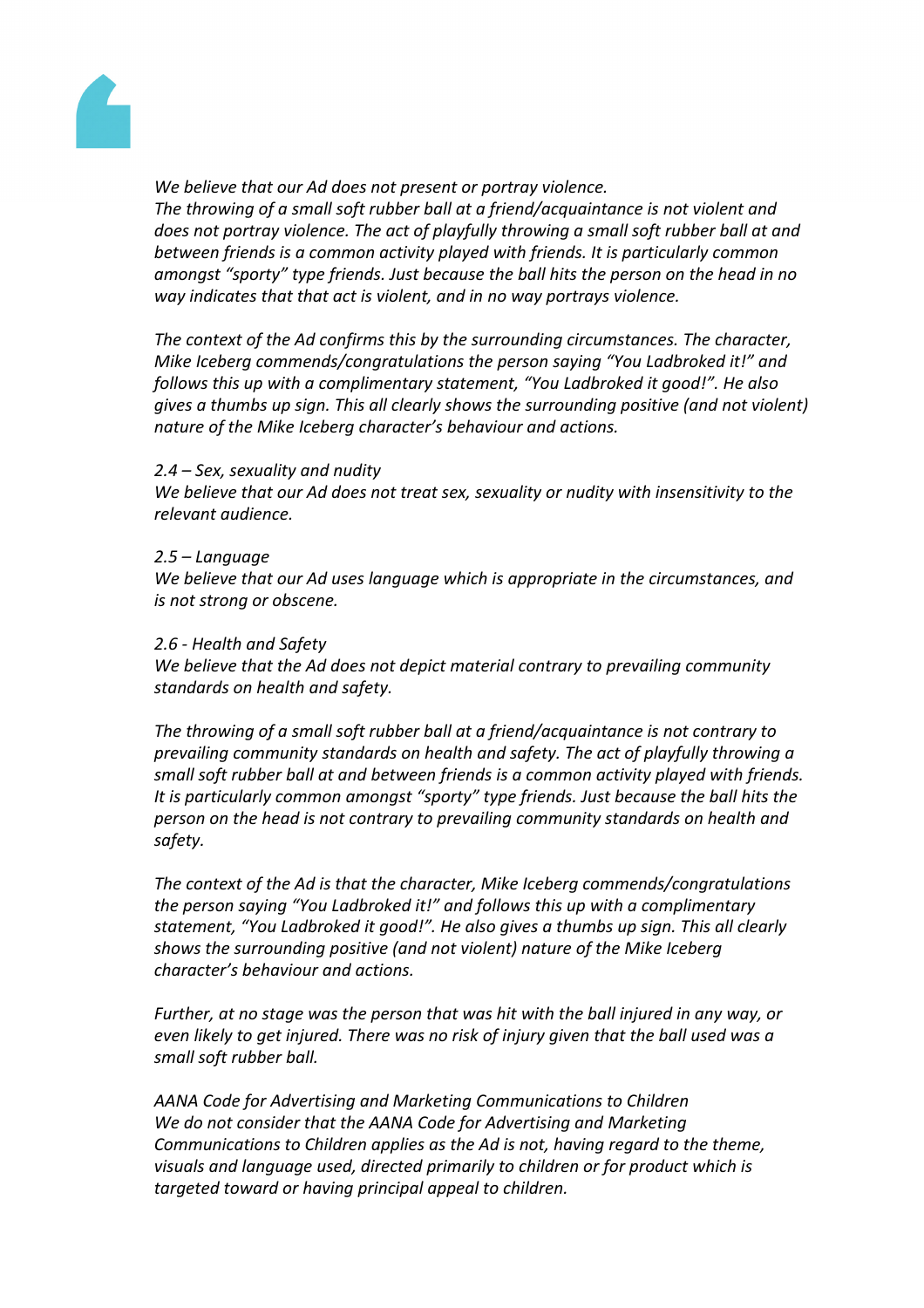*We believe that our Ad does not present or portray violence.*
*The throwing of a small soft rubber ball at a friend/acquaintance is not violent and does not portray violence. The act of playfully throwing a small soft rubber ball at and between friends is a common activity played with friends. It is particularly common amongst "sporty" type friends. Just because the ball hits the person on the head in no way indicates that that act is violent, and in no way portrays violence.*

*The context of the Ad confirms this by the surrounding circumstances. The character, Mike Iceberg commends/congratulations the person saying "You Ladbroked it!" and follows this up with a complimentary statement, "You Ladbroked it good!". He also gives a thumbs up sign. This all clearly shows the surrounding positive (and not violent) nature of the Mike Iceberg character's behaviour and actions.*

*2.4 – Sex, sexuality and nudity*
*We believe that our Ad does not treat sex, sexuality or nudity with insensitivity to the relevant audience.*

*2.5 – Language*
*We believe that our Ad uses language which is appropriate in the circumstances, and is not strong or obscene.*

*2.6 - Health and Safety*
*We believe that the Ad does not depict material contrary to prevailing community standards on health and safety.*

*The throwing of a small soft rubber ball at a friend/acquaintance is not contrary to prevailing community standards on health and safety. The act of playfully throwing a small soft rubber ball at and between friends is a common activity played with friends. It is particularly common amongst "sporty" type friends. Just because the ball hits the person on the head is not contrary to prevailing community standards on health and safety.*

*The context of the Ad is that the character, Mike Iceberg commends/congratulations the person saying "You Ladbroked it!" and follows this up with a complimentary statement, "You Ladbroked it good!". He also gives a thumbs up sign. This all clearly shows the surrounding positive (and not violent) nature of the Mike Iceberg character's behaviour and actions.*

*Further, at no stage was the person that was hit with the ball injured in any way, or even likely to get injured. There was no risk of injury given that the ball used was a small soft rubber ball.*

*AANA Code for Advertising and Marketing Communications to Children*
*We do not consider that the AANA Code for Advertising and Marketing Communications to Children applies as the Ad is not, having regard to the theme, visuals and language used, directed primarily to children or for product which is targeted toward or having principal appeal to children.*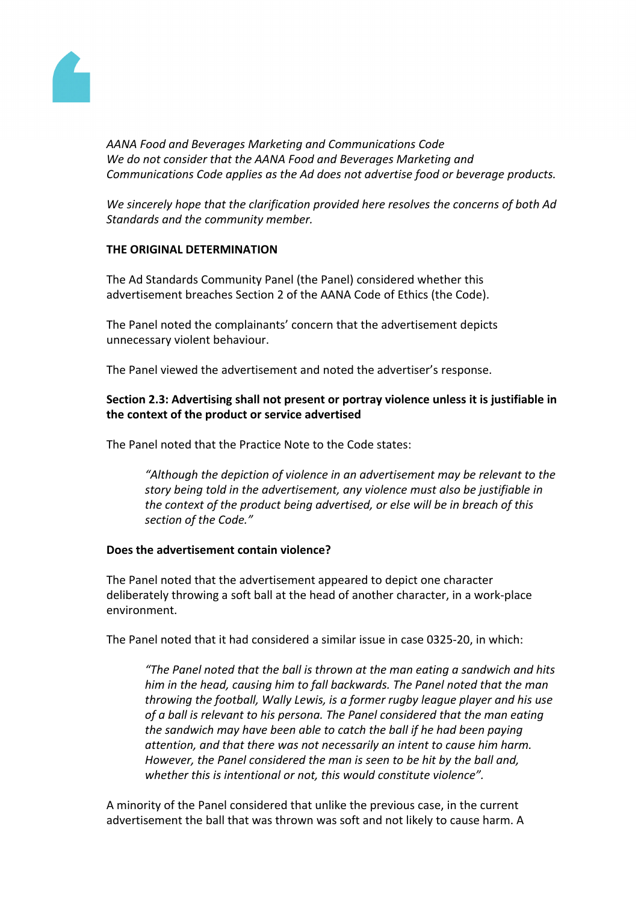*AANA Food and Beverages Marketing and Communications Code*
*We do not consider that the AANA Food and Beverages Marketing and Communications Code applies as the Ad does not advertise food or beverage products.*

*We sincerely hope that the clarification provided here resolves the concerns of both Ad Standards and the community member.*

**THE ORIGINAL DETERMINATION**

The Ad Standards Community Panel (the Panel) considered whether this advertisement breaches Section 2 of the AANA Code of Ethics (the Code).

The Panel noted the complainants' concern that the advertisement depicts unnecessary violent behaviour.

The Panel viewed the advertisement and noted the advertiser's response.

**Section 2.3: Advertising shall not present or portray violence unless it is justifiable in the context of the product or service advertised**

The Panel noted that the Practice Note to the Code states:

> *"Although the depiction of violence in an advertisement may be relevant to the story being told in the advertisement, any violence must also be justifiable in the context of the product being advertised, or else will be in breach of this section of the Code."*

**Does the advertisement contain violence?**

The Panel noted that the advertisement appeared to depict one character deliberately throwing a soft ball at the head of another character, in a work-place environment.

The Panel noted that it had considered a similar issue in case 0325-20, in which:

> *"The Panel noted that the ball is thrown at the man eating a sandwich and hits him in the head, causing him to fall backwards. The Panel noted that the man throwing the football, Wally Lewis, is a former rugby league player and his use of a ball is relevant to his persona. The Panel considered that the man eating the sandwich may have been able to catch the ball if he had been paying attention, and that there was not necessarily an intent to cause him harm. However, the Panel considered the man is seen to be hit by the ball and, whether this is intentional or not, this would constitute violence".*

A minority of the Panel considered that unlike the previous case, in the current advertisement the ball that was thrown was soft and not likely to cause harm. A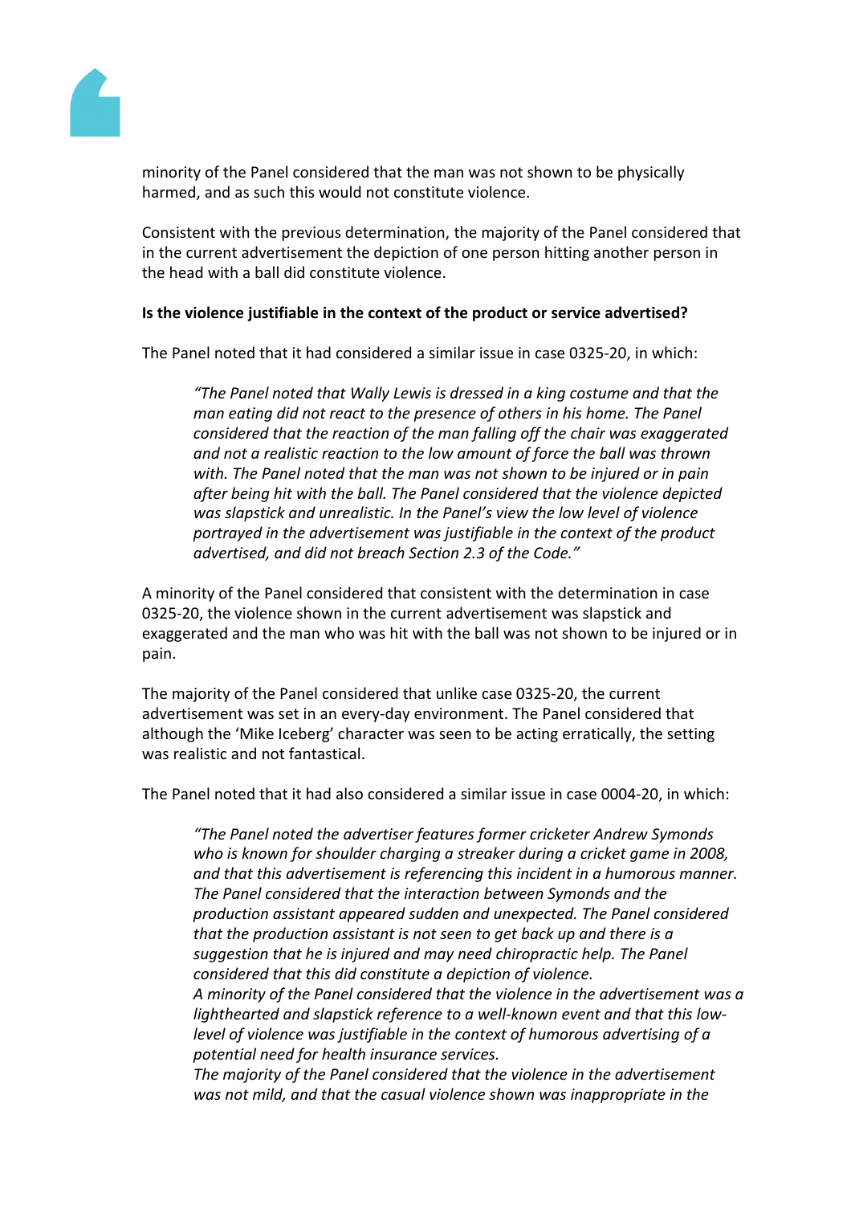minority of the Panel considered that the man was not shown to be physically harmed, and as such this would not constitute violence.

Consistent with the previous determination, the majority of the Panel considered that in the current advertisement the depiction of one person hitting another person in the head with a ball did constitute violence.

**Is the violence justifiable in the context of the product or service advertised?**

The Panel noted that it had considered a similar issue in case 0325-20, in which:

> *"The Panel noted that Wally Lewis is dressed in a king costume and that the man eating did not react to the presence of others in his home. The Panel considered that the reaction of the man falling off the chair was exaggerated and not a realistic reaction to the low amount of force the ball was thrown with. The Panel noted that the man was not shown to be injured or in pain after being hit with the ball. The Panel considered that the violence depicted was slapstick and unrealistic. In the Panel's view the low level of violence portrayed in the advertisement was justifiable in the context of the product advertised, and did not breach Section 2.3 of the Code."*

A minority of the Panel considered that consistent with the determination in case 0325-20, the violence shown in the current advertisement was slapstick and exaggerated and the man who was hit with the ball was not shown to be injured or in pain.

The majority of the Panel considered that unlike case 0325-20, the current advertisement was set in an every-day environment. The Panel considered that although the 'Mike Iceberg' character was seen to be acting erratically, the setting was realistic and not fantastical.

The Panel noted that it had also considered a similar issue in case 0004-20, in which:

> *"The Panel noted the advertiser features former cricketer Andrew Symonds who is known for shoulder charging a streaker during a cricket game in 2008, and that this advertisement is referencing this incident in a humorous manner. The Panel considered that the interaction between Symonds and the production assistant appeared sudden and unexpected. The Panel considered that the production assistant is not seen to get back up and there is a suggestion that he is injured and may need chiropractic help. The Panel considered that this did constitute a depiction of violence.*
> *A minority of the Panel considered that the violence in the advertisement was a lighthearted and slapstick reference to a well-known event and that this low-level of violence was justifiable in the context of humorous advertising of a potential need for health insurance services.*
> *The majority of the Panel considered that the violence in the advertisement was not mild, and that the casual violence shown was inappropriate in the*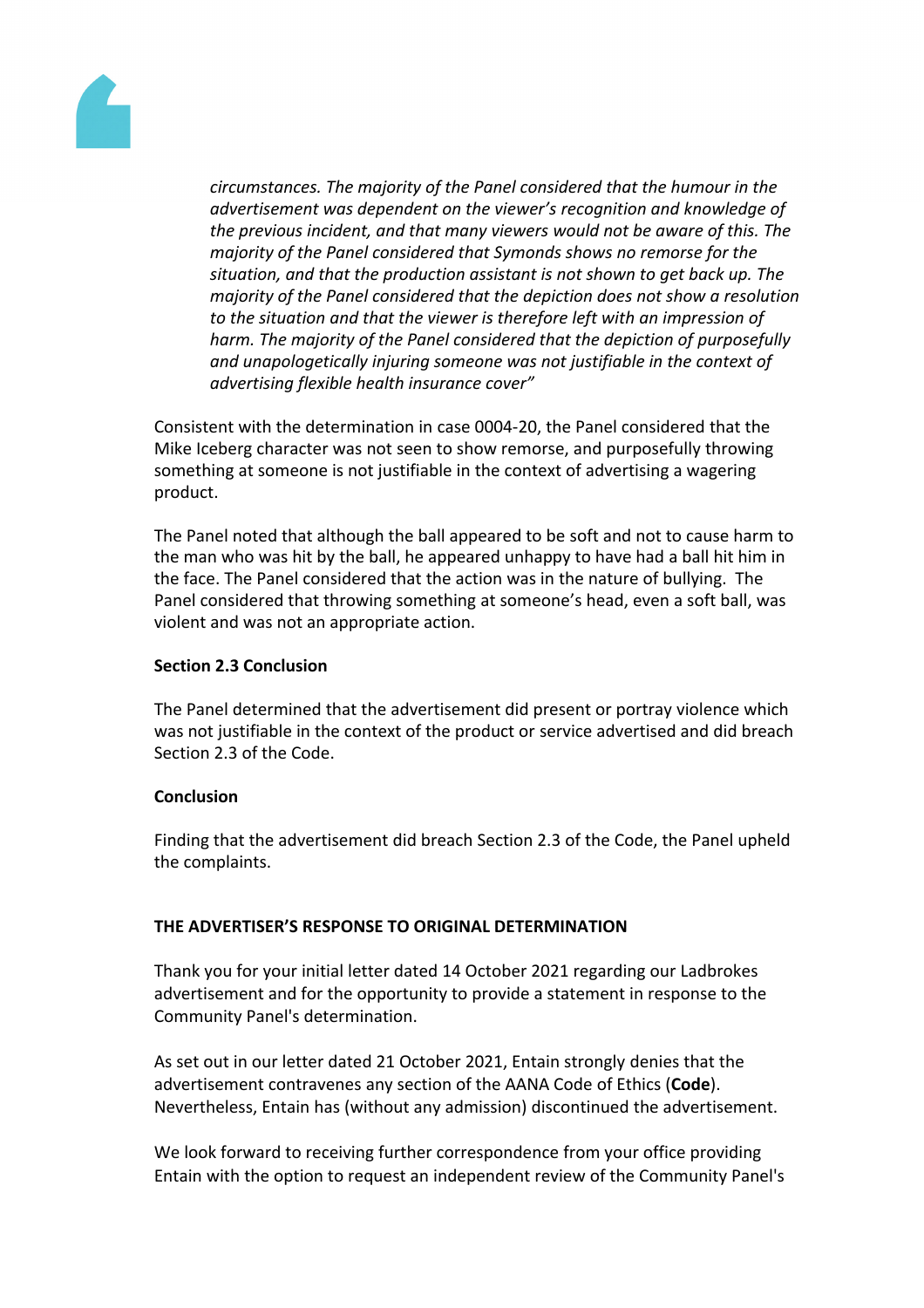> *circumstances. The majority of the Panel considered that the humour in the advertisement was dependent on the viewer's recognition and knowledge of the previous incident, and that many viewers would not be aware of this. The majority of the Panel considered that Symonds shows no remorse for the situation, and that the production assistant is not shown to get back up. The majority of the Panel considered that the depiction does not show a resolution to the situation and that the viewer is therefore left with an impression of harm. The majority of the Panel considered that the depiction of purposefully and unapologetically injuring someone was not justifiable in the context of advertising flexible health insurance cover"*

Consistent with the determination in case 0004-20, the Panel considered that the Mike Iceberg character was not seen to show remorse, and purposefully throwing something at someone is not justifiable in the context of advertising a wagering product.

The Panel noted that although the ball appeared to be soft and not to cause harm to the man who was hit by the ball, he appeared unhappy to have had a ball hit him in the face. The Panel considered that the action was in the nature of bullying. The Panel considered that throwing something at someone's head, even a soft ball, was violent and was not an appropriate action.

**Section 2.3 Conclusion**

The Panel determined that the advertisement did present or portray violence which was not justifiable in the context of the product or service advertised and did breach Section 2.3 of the Code.

**Conclusion**

Finding that the advertisement did breach Section 2.3 of the Code, the Panel upheld the complaints.

**THE ADVERTISER'S RESPONSE TO ORIGINAL DETERMINATION**

Thank you for your initial letter dated 14 October 2021 regarding our Ladbrokes advertisement and for the opportunity to provide a statement in response to the Community Panel's determination.

As set out in our letter dated 21 October 2021, Entain strongly denies that the advertisement contravenes any section of the AANA Code of Ethics (**Code**). Nevertheless, Entain has (without any admission) discontinued the advertisement.

We look forward to receiving further correspondence from your office providing Entain with the option to request an independent review of the Community Panel's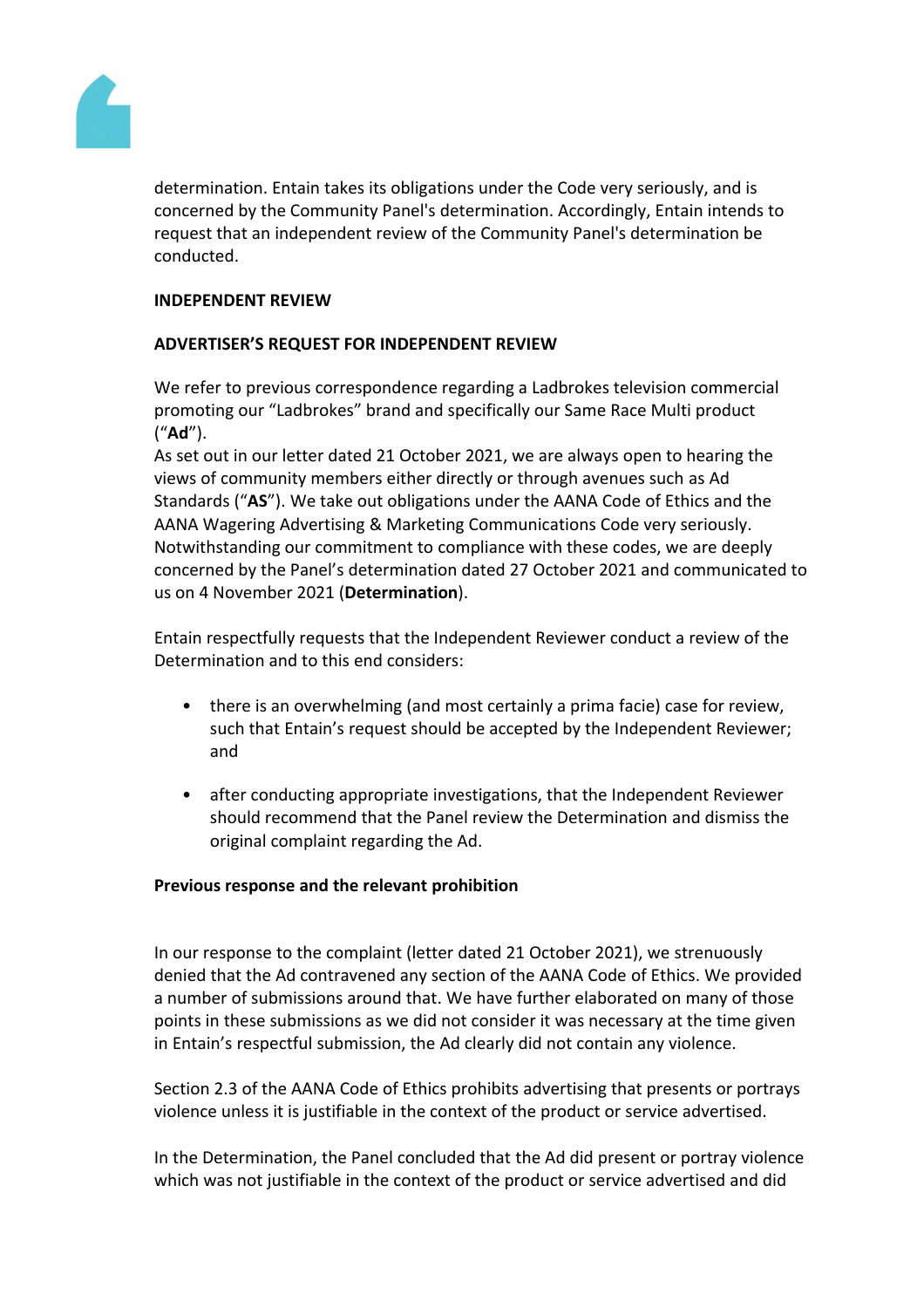determination. Entain takes its obligations under the Code very seriously, and is concerned by the Community Panel's determination. Accordingly, Entain intends to request that an independent review of the Community Panel's determination be conducted.

**INDEPENDENT REVIEW**

**ADVERTISER'S REQUEST FOR INDEPENDENT REVIEW**

We refer to previous correspondence regarding a Ladbrokes television commercial promoting our "Ladbrokes" brand and specifically our Same Race Multi product ("**Ad**").
As set out in our letter dated 21 October 2021, we are always open to hearing the views of community members either directly or through avenues such as Ad Standards ("**AS**"). We take out obligations under the AANA Code of Ethics and the AANA Wagering Advertising & Marketing Communications Code very seriously. Notwithstanding our commitment to compliance with these codes, we are deeply concerned by the Panel's determination dated 27 October 2021 and communicated to us on 4 November 2021 (**Determination**).

Entain respectfully requests that the Independent Reviewer conduct a review of the Determination and to this end considers:

- there is an overwhelming (and most certainly a prima facie) case for review, such that Entain's request should be accepted by the Independent Reviewer; and
- after conducting appropriate investigations, that the Independent Reviewer should recommend that the Panel review the Determination and dismiss the original complaint regarding the Ad.

**Previous response and the relevant prohibition**

In our response to the complaint (letter dated 21 October 2021), we strenuously denied that the Ad contravened any section of the AANA Code of Ethics. We provided a number of submissions around that. We have further elaborated on many of those points in these submissions as we did not consider it was necessary at the time given in Entain's respectful submission, the Ad clearly did not contain any violence.

Section 2.3 of the AANA Code of Ethics prohibits advertising that presents or portrays violence unless it is justifiable in the context of the product or service advertised.

In the Determination, the Panel concluded that the Ad did present or portray violence which was not justifiable in the context of the product or service advertised and did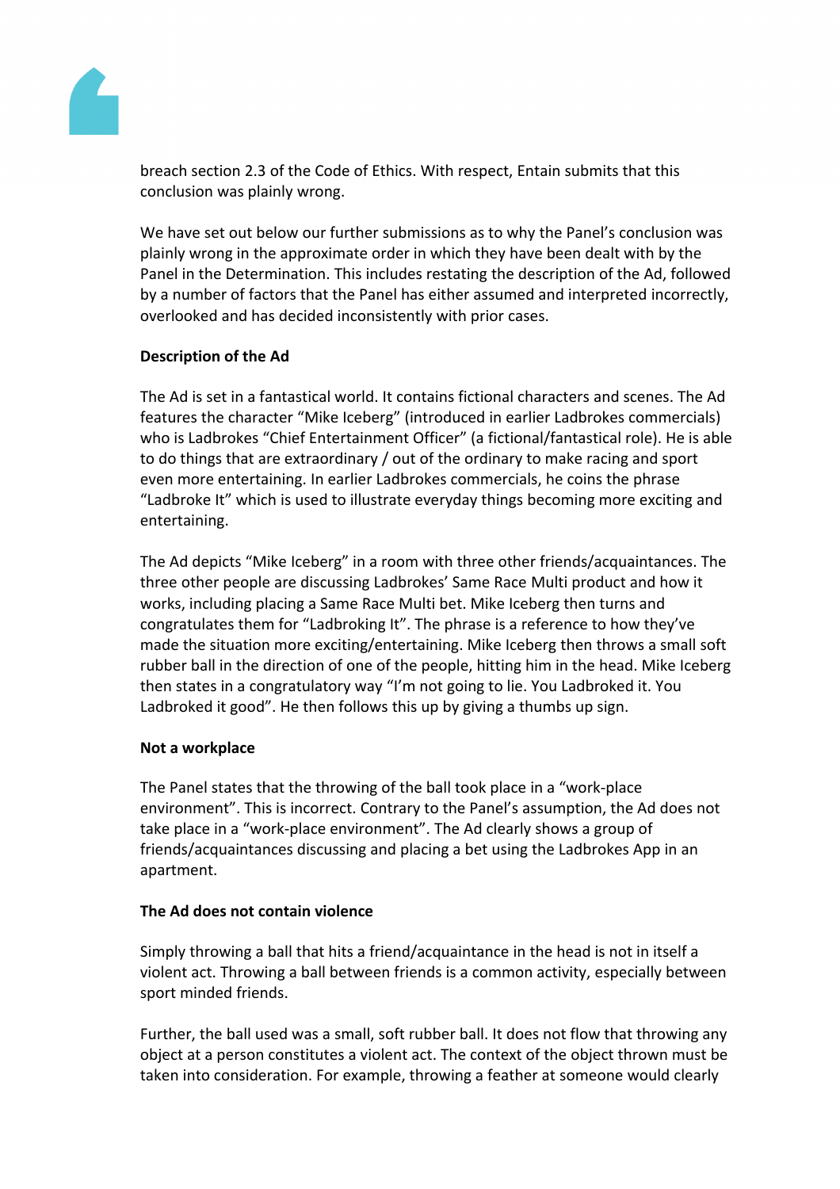breach section 2.3 of the Code of Ethics. With respect, Entain submits that this conclusion was plainly wrong.

We have set out below our further submissions as to why the Panel's conclusion was plainly wrong in the approximate order in which they have been dealt with by the Panel in the Determination. This includes restating the description of the Ad, followed by a number of factors that the Panel has either assumed and interpreted incorrectly, overlooked and has decided inconsistently with prior cases.

**Description of the Ad**

The Ad is set in a fantastical world. It contains fictional characters and scenes. The Ad features the character "Mike Iceberg" (introduced in earlier Ladbrokes commercials) who is Ladbrokes "Chief Entertainment Officer" (a fictional/fantastical role). He is able to do things that are extraordinary / out of the ordinary to make racing and sport even more entertaining. In earlier Ladbrokes commercials, he coins the phrase "Ladbroke It" which is used to illustrate everyday things becoming more exciting and entertaining.

The Ad depicts "Mike Iceberg" in a room with three other friends/acquaintances. The three other people are discussing Ladbrokes' Same Race Multi product and how it works, including placing a Same Race Multi bet. Mike Iceberg then turns and congratulates them for "Ladbroking It". The phrase is a reference to how they've made the situation more exciting/entertaining. Mike Iceberg then throws a small soft rubber ball in the direction of one of the people, hitting him in the head. Mike Iceberg then states in a congratulatory way "I'm not going to lie. You Ladbroked it. You Ladbroked it good". He then follows this up by giving a thumbs up sign.

**Not a workplace**

The Panel states that the throwing of the ball took place in a "work-place environment". This is incorrect. Contrary to the Panel's assumption, the Ad does not take place in a "work-place environment". The Ad clearly shows a group of friends/acquaintances discussing and placing a bet using the Ladbrokes App in an apartment.

**The Ad does not contain violence**

Simply throwing a ball that hits a friend/acquaintance in the head is not in itself a violent act. Throwing a ball between friends is a common activity, especially between sport minded friends.

Further, the ball used was a small, soft rubber ball. It does not flow that throwing any object at a person constitutes a violent act. The context of the object thrown must be taken into consideration. For example, throwing a feather at someone would clearly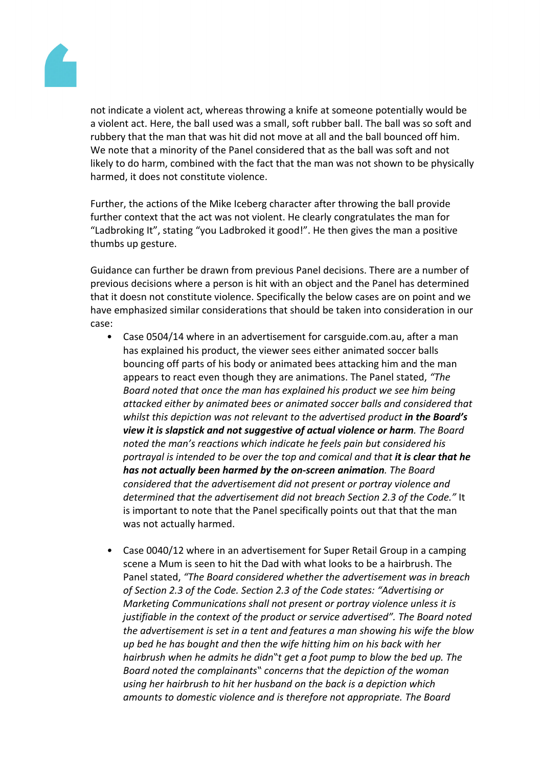not indicate a violent act, whereas throwing a knife at someone potentially would be a violent act. Here, the ball used was a small, soft rubber ball. The ball was so soft and rubbery that the man that was hit did not move at all and the ball bounced off him. We note that a minority of the Panel considered that as the ball was soft and not likely to do harm, combined with the fact that the man was not shown to be physically harmed, it does not constitute violence.

Further, the actions of the Mike Iceberg character after throwing the ball provide further context that the act was not violent. He clearly congratulates the man for "Ladbroking It", stating "you Ladbroked it good!". He then gives the man a positive thumbs up gesture.

Guidance can further be drawn from previous Panel decisions. There are a number of previous decisions where a person is hit with an object and the Panel has determined that it doesn not constitute violence. Specifically the below cases are on point and we have emphasized similar considerations that should be taken into consideration in our case:

- Case 0504/14 where in an advertisement for carsguide.com.au, after a man has explained his product, the viewer sees either animated soccer balls bouncing off parts of his body or animated bees attacking him and the man appears to react even though they are animations. The Panel stated, *"The Board noted that once the man has explained his product we see him being attacked either by animated bees or animated soccer balls and considered that whilst this depiction was not relevant to the advertised product* ***in the Board's view it is slapstick and not suggestive of actual violence or harm****. The Board noted the man's reactions which indicate he feels pain but considered his portrayal is intended to be over the top and comical and that* ***it is clear that he has not actually been harmed by the on-screen animation****. The Board considered that the advertisement did not present or portray violence and determined that the advertisement did not breach Section 2.3 of the Code."* It is important to note that the Panel specifically points out that that the man was not actually harmed.

- Case 0040/12 where in an advertisement for Super Retail Group in a camping scene a Mum is seen to hit the Dad with what looks to be a hairbrush. The Panel stated, *"The Board considered whether the advertisement was in breach of Section 2.3 of the Code. Section 2.3 of the Code states: "Advertising or Marketing Communications shall not present or portray violence unless it is justifiable in the context of the product or service advertised". The Board noted the advertisement is set in a tent and features a man showing his wife the blow up bed he has bought and then the wife hitting him on his back with her hairbrush when he admits he didn‟t get a foot pump to blow the bed up. The Board noted the complainants‟ concerns that the depiction of the woman using her hairbrush to hit her husband on the back is a depiction which amounts to domestic violence and is therefore not appropriate. The Board*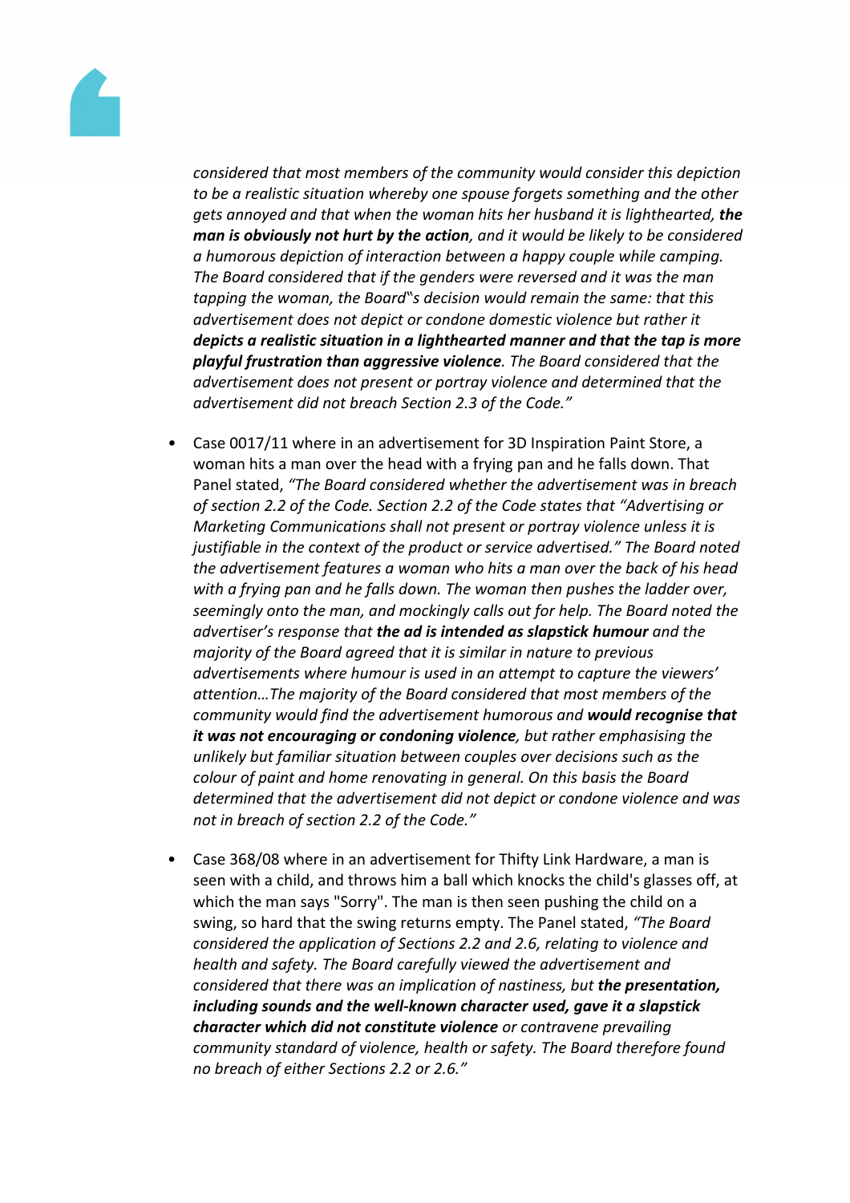*considered that most members of the community would consider this depiction to be a realistic situation whereby one spouse forgets something and the other gets annoyed and that when the woman hits her husband it is lighthearted,* ***the man is obviously not hurt by the action****, and it would be likely to be considered a humorous depiction of interaction between a happy couple while camping. The Board considered that if the genders were reversed and it was the man tapping the woman, the Board‟s decision would remain the same: that this advertisement does not depict or condone domestic violence but rather it* ***depicts a realistic situation in a lighthearted manner and that the tap is more playful frustration than aggressive violence****. The Board considered that the advertisement does not present or portray violence and determined that the advertisement did not breach Section 2.3 of the Code."*

- Case 0017/11 where in an advertisement for 3D Inspiration Paint Store, a woman hits a man over the head with a frying pan and he falls down. That Panel stated, *"The Board considered whether the advertisement was in breach of section 2.2 of the Code. Section 2.2 of the Code states that "Advertising or Marketing Communications shall not present or portray violence unless it is justifiable in the context of the product or service advertised." The Board noted the advertisement features a woman who hits a man over the back of his head with a frying pan and he falls down. The woman then pushes the ladder over, seemingly onto the man, and mockingly calls out for help. The Board noted the advertiser's response that* ***the ad is intended as slapstick humour*** *and the majority of the Board agreed that it is similar in nature to previous advertisements where humour is used in an attempt to capture the viewers' attention…The majority of the Board considered that most members of the community would find the advertisement humorous and* ***would recognise that it was not encouraging or condoning violence****, but rather emphasising the unlikely but familiar situation between couples over decisions such as the colour of paint and home renovating in general. On this basis the Board determined that the advertisement did not depict or condone violence and was not in breach of section 2.2 of the Code."*

- Case 368/08 where in an advertisement for Thifty Link Hardware, a man is seen with a child, and throws him a ball which knocks the child's glasses off, at which the man says "Sorry". The man is then seen pushing the child on a swing, so hard that the swing returns empty. The Panel stated, *"The Board considered the application of Sections 2.2 and 2.6, relating to violence and health and safety. The Board carefully viewed the advertisement and considered that there was an implication of nastiness, but* ***the presentation, including sounds and the well-known character used, gave it a slapstick character which did not constitute violence*** *or contravene prevailing community standard of violence, health or safety. The Board therefore found no breach of either Sections 2.2 or 2.6."*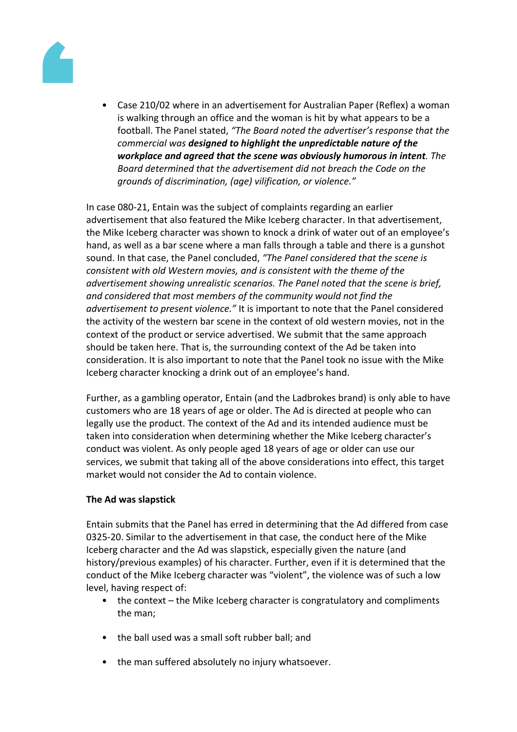- Case 210/02 where in an advertisement for Australian Paper (Reflex) a woman is walking through an office and the woman is hit by what appears to be a football. The Panel stated, *"The Board noted the advertiser's response that the commercial was* ***designed to highlight the unpredictable nature of the workplace and agreed that the scene was obviously humorous in intent****. The Board determined that the advertisement did not breach the Code on the grounds of discrimination, (age) vilification, or violence."*

In case 080-21, Entain was the subject of complaints regarding an earlier advertisement that also featured the Mike Iceberg character. In that advertisement, the Mike Iceberg character was shown to knock a drink of water out of an employee's hand, as well as a bar scene where a man falls through a table and there is a gunshot sound. In that case, the Panel concluded, *"The Panel considered that the scene is consistent with old Western movies, and is consistent with the theme of the advertisement showing unrealistic scenarios. The Panel noted that the scene is brief, and considered that most members of the community would not find the advertisement to present violence."* It is important to note that the Panel considered the activity of the western bar scene in the context of old western movies, not in the context of the product or service advertised. We submit that the same approach should be taken here. That is, the surrounding context of the Ad be taken into consideration. It is also important to note that the Panel took no issue with the Mike Iceberg character knocking a drink out of an employee's hand.

Further, as a gambling operator, Entain (and the Ladbrokes brand) is only able to have customers who are 18 years of age or older. The Ad is directed at people who can legally use the product. The context of the Ad and its intended audience must be taken into consideration when determining whether the Mike Iceberg character's conduct was violent. As only people aged 18 years of age or older can use our services, we submit that taking all of the above considerations into effect, this target market would not consider the Ad to contain violence.

**The Ad was slapstick**

Entain submits that the Panel has erred in determining that the Ad differed from case 0325-20. Similar to the advertisement in that case, the conduct here of the Mike Iceberg character and the Ad was slapstick, especially given the nature (and history/previous examples) of his character. Further, even if it is determined that the conduct of the Mike Iceberg character was "violent", the violence was of such a low level, having respect of:

- the context – the Mike Iceberg character is congratulatory and compliments the man;
- the ball used was a small soft rubber ball; and
- the man suffered absolutely no injury whatsoever.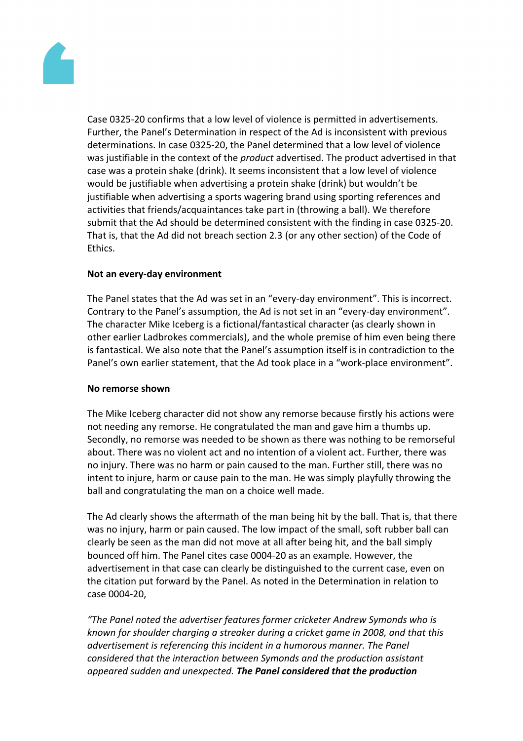Case 0325-20 confirms that a low level of violence is permitted in advertisements. Further, the Panel's Determination in respect of the Ad is inconsistent with previous determinations. In case 0325-20, the Panel determined that a low level of violence was justifiable in the context of the *product* advertised. The product advertised in that case was a protein shake (drink). It seems inconsistent that a low level of violence would be justifiable when advertising a protein shake (drink) but wouldn't be justifiable when advertising a sports wagering brand using sporting references and activities that friends/acquaintances take part in (throwing a ball). We therefore submit that the Ad should be determined consistent with the finding in case 0325-20. That is, that the Ad did not breach section 2.3 (or any other section) of the Code of Ethics.

**Not an every-day environment**

The Panel states that the Ad was set in an "every-day environment". This is incorrect. Contrary to the Panel's assumption, the Ad is not set in an "every-day environment". The character Mike Iceberg is a fictional/fantastical character (as clearly shown in other earlier Ladbrokes commercials), and the whole premise of him even being there is fantastical. We also note that the Panel's assumption itself is in contradiction to the Panel's own earlier statement, that the Ad took place in a "work-place environment".

**No remorse shown**

The Mike Iceberg character did not show any remorse because firstly his actions were not needing any remorse. He congratulated the man and gave him a thumbs up. Secondly, no remorse was needed to be shown as there was nothing to be remorseful about. There was no violent act and no intention of a violent act. Further, there was no injury. There was no harm or pain caused to the man. Further still, there was no intent to injure, harm or cause pain to the man. He was simply playfully throwing the ball and congratulating the man on a choice well made.

The Ad clearly shows the aftermath of the man being hit by the ball. That is, that there was no injury, harm or pain caused. The low impact of the small, soft rubber ball can clearly be seen as the man did not move at all after being hit, and the ball simply bounced off him. The Panel cites case 0004-20 as an example. However, the advertisement in that case can clearly be distinguished to the current case, even on the citation put forward by the Panel. As noted in the Determination in relation to case 0004-20,

*"The Panel noted the advertiser features former cricketer Andrew Symonds who is known for shoulder charging a streaker during a cricket game in 2008, and that this advertisement is referencing this incident in a humorous manner. The Panel considered that the interaction between Symonds and the production assistant appeared sudden and unexpected.* ***The Panel considered that the production***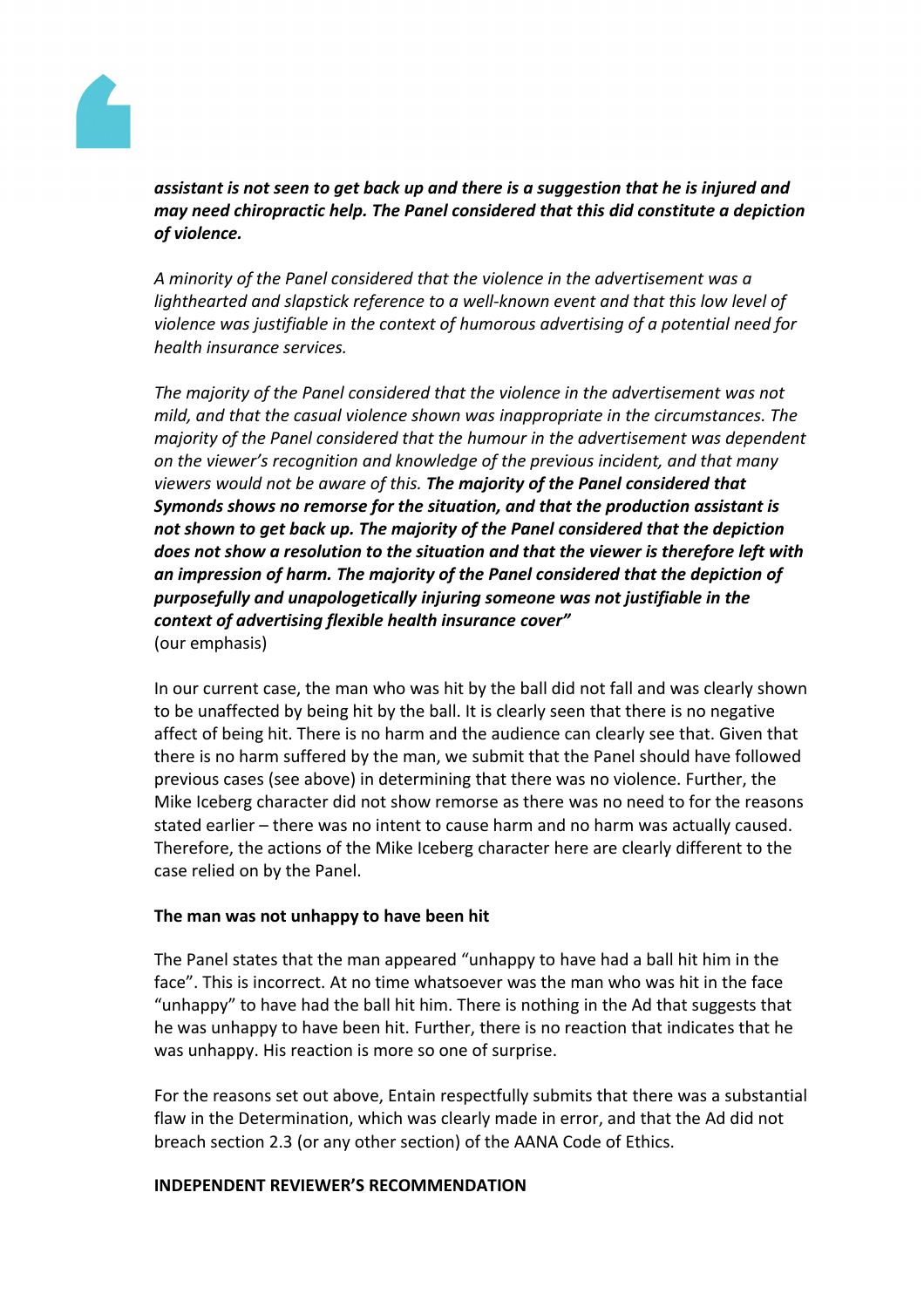*assistant is not seen to get back up and there is a suggestion that he is injured and may need chiropractic help. The Panel considered that this did constitute a depiction of violence.*

*A minority of the Panel considered that the violence in the advertisement was a lighthearted and slapstick reference to a well-known event and that this low level of violence was justifiable in the context of humorous advertising of a potential need for health insurance services.*

*The majority of the Panel considered that the violence in the advertisement was not mild, and that the casual violence shown was inappropriate in the circumstances. The majority of the Panel considered that the humour in the advertisement was dependent on the viewer's recognition and knowledge of the previous incident, and that many viewers would not be aware of this.* ***The majority of the Panel considered that Symonds shows no remorse for the situation, and that the production assistant is not shown to get back up. The majority of the Panel considered that the depiction does not show a resolution to the situation and that the viewer is therefore left with an impression of harm. The majority of the Panel considered that the depiction of purposefully and unapologetically injuring someone was not justifiable in the context of advertising flexible health insurance cover"***
(our emphasis)

In our current case, the man who was hit by the ball did not fall and was clearly shown to be unaffected by being hit by the ball. It is clearly seen that there is no negative affect of being hit. There is no harm and the audience can clearly see that. Given that there is no harm suffered by the man, we submit that the Panel should have followed previous cases (see above) in determining that there was no violence. Further, the Mike Iceberg character did not show remorse as there was no need to for the reasons stated earlier – there was no intent to cause harm and no harm was actually caused. Therefore, the actions of the Mike Iceberg character here are clearly different to the case relied on by the Panel.

**The man was not unhappy to have been hit**

The Panel states that the man appeared "unhappy to have had a ball hit him in the face". This is incorrect. At no time whatsoever was the man who was hit in the face "unhappy" to have had the ball hit him. There is nothing in the Ad that suggests that he was unhappy to have been hit. Further, there is no reaction that indicates that he was unhappy. His reaction is more so one of surprise.

For the reasons set out above, Entain respectfully submits that there was a substantial flaw in the Determination, which was clearly made in error, and that the Ad did not breach section 2.3 (or any other section) of the AANA Code of Ethics.

**INDEPENDENT REVIEWER'S RECOMMENDATION**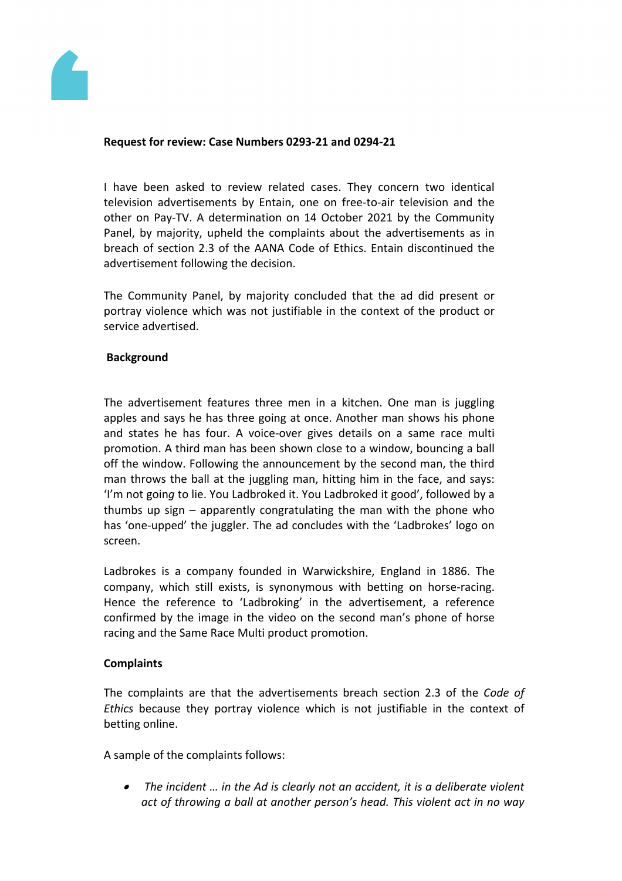**Request for review: Case Numbers 0293-21 and 0294-21**

I have been asked to review related cases. They concern two identical television advertisements by Entain, one on free-to-air television and the other on Pay-TV. A determination on 14 October 2021 by the Community Panel, by majority, upheld the complaints about the advertisements as in breach of section 2.3 of the AANA Code of Ethics. Entain discontinued the advertisement following the decision.

The Community Panel, by majority concluded that the ad did present or portray violence which was not justifiable in the context of the product or service advertised.

**Background**

The advertisement features three men in a kitchen. One man is juggling apples and says he has three going at once. Another man shows his phone and states he has four. A voice-over gives details on a same race multi promotion. A third man has been shown close to a window, bouncing a ball off the window. Following the announcement by the second man, the third man throws the ball at the juggling man, hitting him in the face, and says: 'I'm not going to lie. You Ladbroked it. You Ladbroked it good', followed by a thumbs up sign – apparently congratulating the man with the phone who has 'one-upped' the juggler. The ad concludes with the 'Ladbrokes' logo on screen.

Ladbrokes is a company founded in Warwickshire, England in 1886. The company, which still exists, is synonymous with betting on horse-racing. Hence the reference to 'Ladbroking' in the advertisement, a reference confirmed by the image in the video on the second man's phone of horse racing and the Same Race Multi product promotion.

**Complaints**

The complaints are that the advertisements breach section 2.3 of the *Code of Ethics* because they portray violence which is not justifiable in the context of betting online.

A sample of the complaints follows:

- *The incident … in the Ad is clearly not an accident, it is a deliberate violent act of throwing a ball at another person's head. This violent act in no way*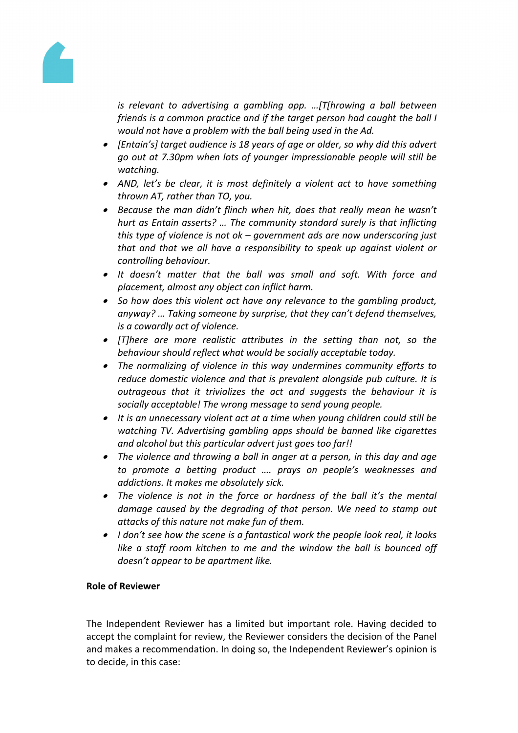*is relevant to advertising a gambling app. …[T[hrowing a ball between friends is a common practice and if the target person had caught the ball I would not have a problem with the ball being used in the Ad.*

- *[Entain's] target audience is 18 years of age or older, so why did this advert go out at 7.30pm when lots of younger impressionable people will still be watching.*
- *AND, let's be clear, it is most definitely a violent act to have something thrown AT, rather than TO, you.*
- *Because the man didn't flinch when hit, does that really mean he wasn't hurt as Entain asserts? … The community standard surely is that inflicting this type of violence is not ok – government ads are now underscoring just that and that we all have a responsibility to speak up against violent or controlling behaviour.*
- *It doesn't matter that the ball was small and soft. With force and placement, almost any object can inflict harm.*
- *So how does this violent act have any relevance to the gambling product, anyway? … Taking someone by surprise, that they can't defend themselves, is a cowardly act of violence.*
- *[T]here are more realistic attributes in the setting than not, so the behaviour should reflect what would be socially acceptable today.*
- *The normalizing of violence in this way undermines community efforts to reduce domestic violence and that is prevalent alongside pub culture. It is outrageous that it trivializes the act and suggests the behaviour it is socially acceptable! The wrong message to send young people.*
- *It is an unnecessary violent act at a time when young children could still be watching TV. Advertising gambling apps should be banned like cigarettes and alcohol but this particular advert just goes too far!!*
- *The violence and throwing a ball in anger at a person, in this day and age to promote a betting product …. prays on people's weaknesses and addictions. It makes me absolutely sick.*
- *The violence is not in the force or hardness of the ball it's the mental damage caused by the degrading of that person. We need to stamp out attacks of this nature not make fun of them.*
- *I don't see how the scene is a fantastical work the people look real, it looks like a staff room kitchen to me and the window the ball is bounced off doesn't appear to be apartment like.*

**Role of Reviewer**

The Independent Reviewer has a limited but important role. Having decided to accept the complaint for review, the Reviewer considers the decision of the Panel and makes a recommendation. In doing so, the Independent Reviewer's opinion is to decide, in this case: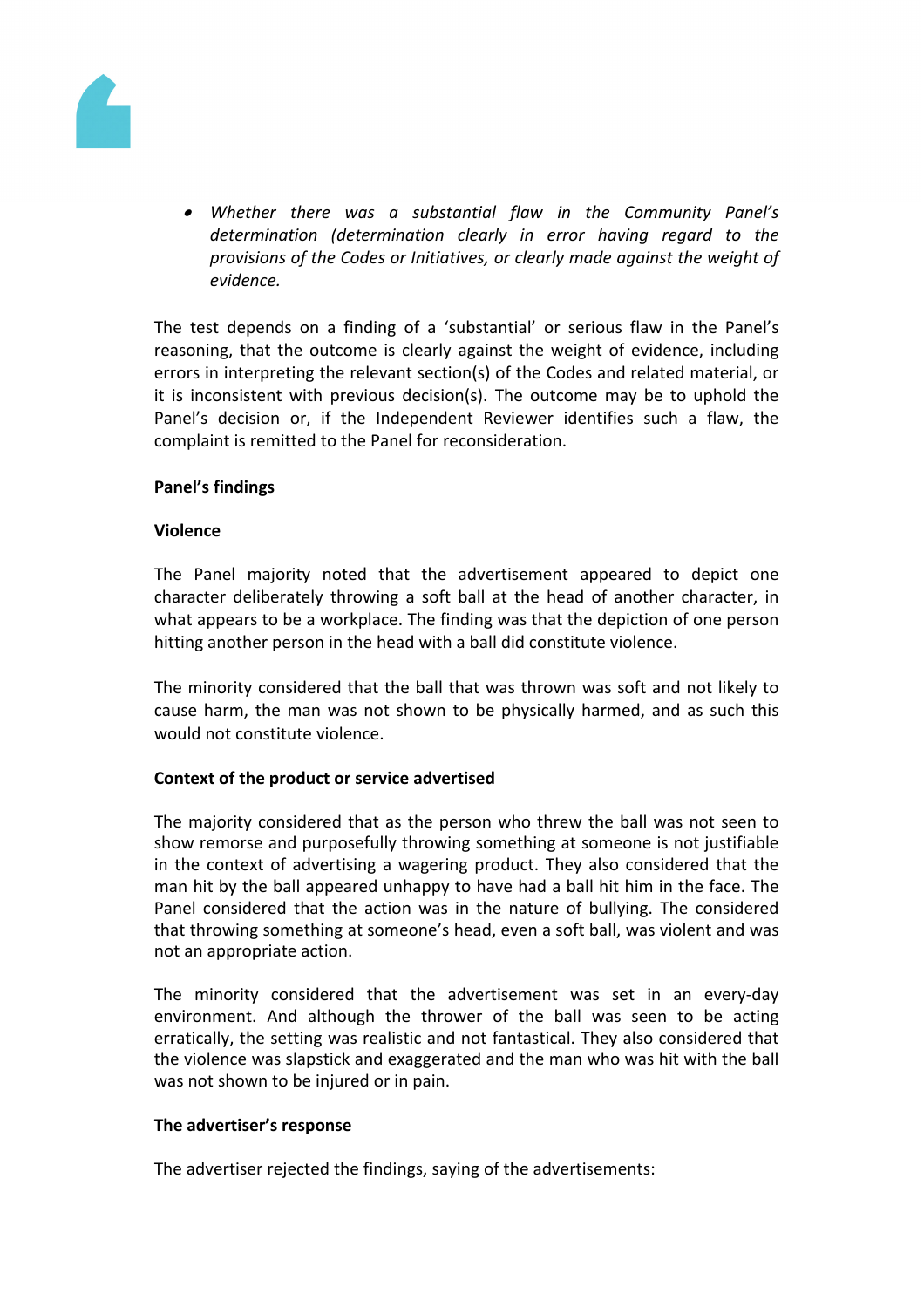- *Whether there was a substantial flaw in the Community Panel's determination (determination clearly in error having regard to the provisions of the Codes or Initiatives, or clearly made against the weight of evidence.*

The test depends on a finding of a 'substantial' or serious flaw in the Panel's reasoning, that the outcome is clearly against the weight of evidence, including errors in interpreting the relevant section(s) of the Codes and related material, or it is inconsistent with previous decision(s). The outcome may be to uphold the Panel's decision or, if the Independent Reviewer identifies such a flaw, the complaint is remitted to the Panel for reconsideration.

**Panel's findings**

**Violence**

The Panel majority noted that the advertisement appeared to depict one character deliberately throwing a soft ball at the head of another character, in what appears to be a workplace. The finding was that the depiction of one person hitting another person in the head with a ball did constitute violence.

The minority considered that the ball that was thrown was soft and not likely to cause harm, the man was not shown to be physically harmed, and as such this would not constitute violence.

**Context of the product or service advertised**

The majority considered that as the person who threw the ball was not seen to show remorse and purposefully throwing something at someone is not justifiable in the context of advertising a wagering product. They also considered that the man hit by the ball appeared unhappy to have had a ball hit him in the face. The Panel considered that the action was in the nature of bullying. The considered that throwing something at someone's head, even a soft ball, was violent and was not an appropriate action.

The minority considered that the advertisement was set in an every-day environment. And although the thrower of the ball was seen to be acting erratically, the setting was realistic and not fantastical. They also considered that the violence was slapstick and exaggerated and the man who was hit with the ball was not shown to be injured or in pain.

**The advertiser's response**

The advertiser rejected the findings, saying of the advertisements: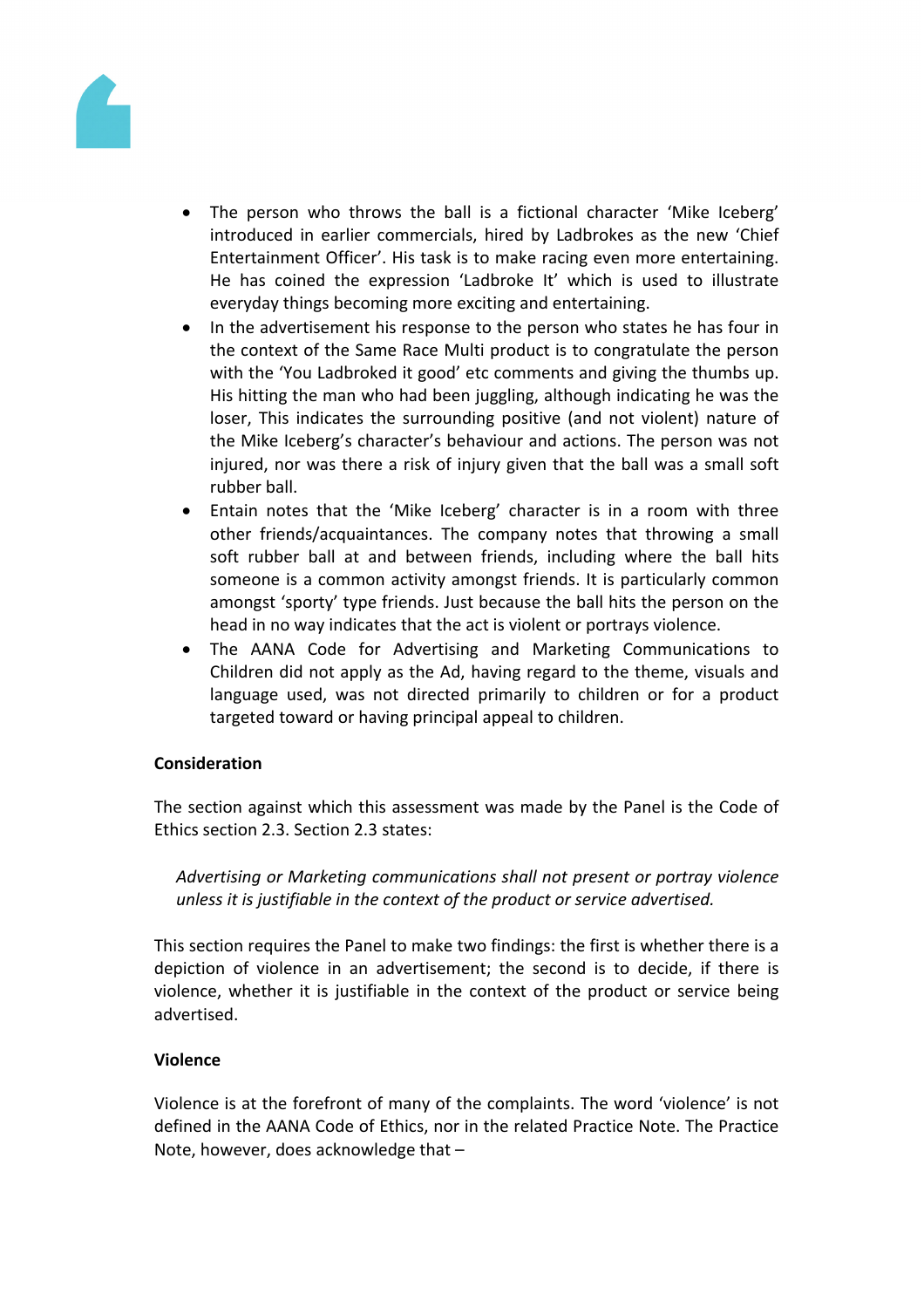- The person who throws the ball is a fictional character 'Mike Iceberg' introduced in earlier commercials, hired by Ladbrokes as the new 'Chief Entertainment Officer'. His task is to make racing even more entertaining. He has coined the expression 'Ladbroke It' which is used to illustrate everyday things becoming more exciting and entertaining.
- In the advertisement his response to the person who states he has four in the context of the Same Race Multi product is to congratulate the person with the 'You Ladbroked it good' etc comments and giving the thumbs up. His hitting the man who had been juggling, although indicating he was the loser, This indicates the surrounding positive (and not violent) nature of the Mike Iceberg's character's behaviour and actions. The person was not injured, nor was there a risk of injury given that the ball was a small soft rubber ball.
- Entain notes that the 'Mike Iceberg' character is in a room with three other friends/acquaintances. The company notes that throwing a small soft rubber ball at and between friends, including where the ball hits someone is a common activity amongst friends. It is particularly common amongst 'sporty' type friends. Just because the ball hits the person on the head in no way indicates that the act is violent or portrays violence.
- The AANA Code for Advertising and Marketing Communications to Children did not apply as the Ad, having regard to the theme, visuals and language used, was not directed primarily to children or for a product targeted toward or having principal appeal to children.

**Consideration**

The section against which this assessment was made by the Panel is the Code of Ethics section 2.3. Section 2.3 states:

> *Advertising or Marketing communications shall not present or portray violence unless it is justifiable in the context of the product or service advertised.*

This section requires the Panel to make two findings: the first is whether there is a depiction of violence in an advertisement; the second is to decide, if there is violence, whether it is justifiable in the context of the product or service being advertised.

**Violence**

Violence is at the forefront of many of the complaints. The word 'violence' is not defined in the AANA Code of Ethics, nor in the related Practice Note. The Practice Note, however, does acknowledge that –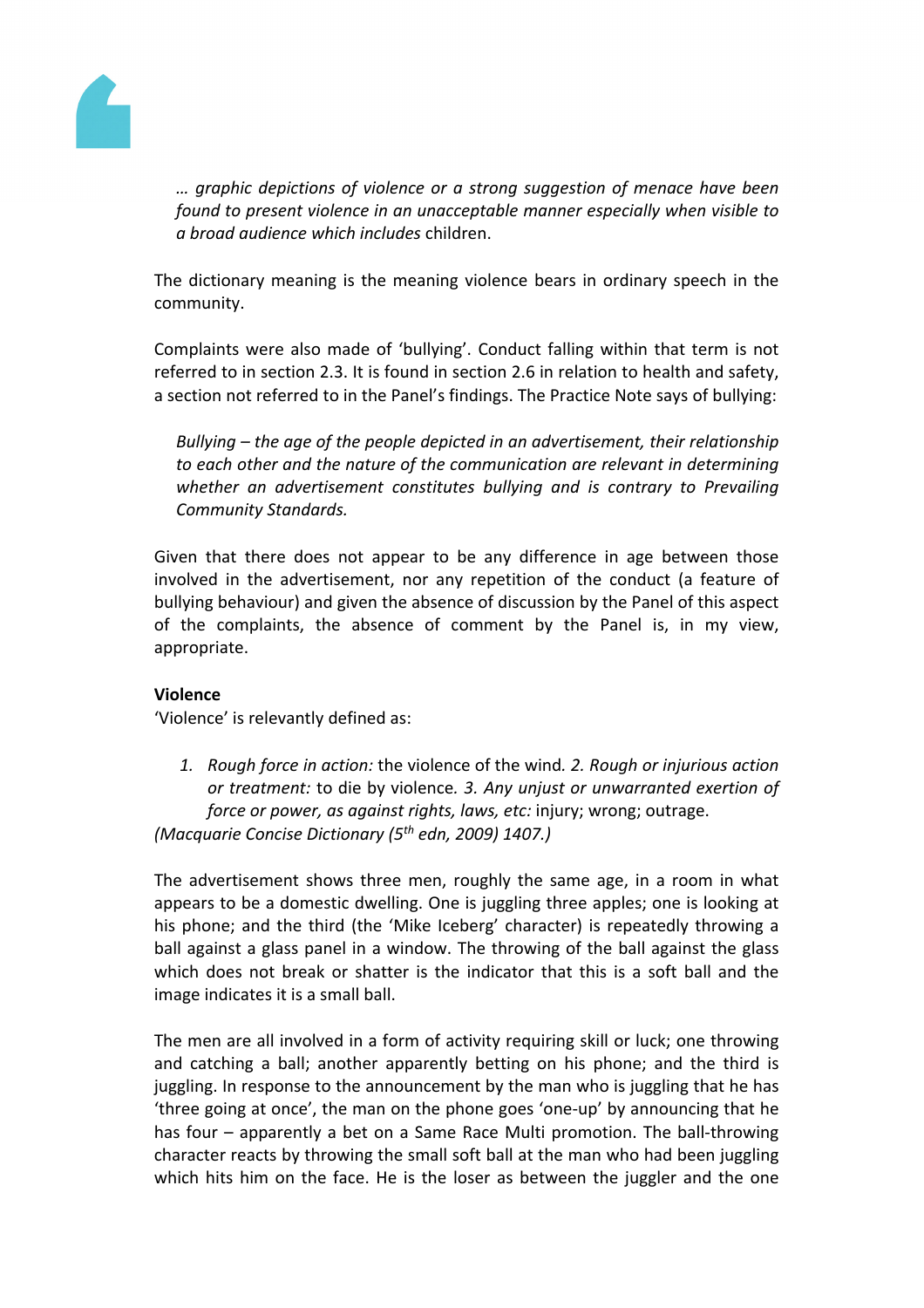*… graphic depictions of violence or a strong suggestion of menace have been found to present violence in an unacceptable manner especially when visible to a broad audience which includes* children.

The dictionary meaning is the meaning violence bears in ordinary speech in the community.

Complaints were also made of 'bullying'. Conduct falling within that term is not referred to in section 2.3. It is found in section 2.6 in relation to health and safety, a section not referred to in the Panel's findings. The Practice Note says of bullying:

*Bullying – the age of the people depicted in an advertisement, their relationship to each other and the nature of the communication are relevant in determining whether an advertisement constitutes bullying and is contrary to Prevailing Community Standards.*

Given that there does not appear to be any difference in age between those involved in the advertisement, nor any repetition of the conduct (a feature of bullying behaviour) and given the absence of discussion by the Panel of this aspect of the complaints, the absence of comment by the Panel is, in my view, appropriate.

**Violence**

'Violence' is relevantly defined as:

1. *Rough force in action:* the violence of the wind*. 2. Rough or injurious action or treatment:* to die by violence*. 3. Any unjust or unwarranted exertion of force or power, as against rights, laws, etc:* injury; wrong; outrage.

*(Macquarie Concise Dictionary (5th edn, 2009) 1407.)*

The advertisement shows three men, roughly the same age, in a room in what appears to be a domestic dwelling. One is juggling three apples; one is looking at his phone; and the third (the 'Mike Iceberg' character) is repeatedly throwing a ball against a glass panel in a window. The throwing of the ball against the glass which does not break or shatter is the indicator that this is a soft ball and the image indicates it is a small ball.

The men are all involved in a form of activity requiring skill or luck; one throwing and catching a ball; another apparently betting on his phone; and the third is juggling. In response to the announcement by the man who is juggling that he has 'three going at once', the man on the phone goes 'one-up' by announcing that he has four – apparently a bet on a Same Race Multi promotion. The ball-throwing character reacts by throwing the small soft ball at the man who had been juggling which hits him on the face. He is the loser as between the juggler and the one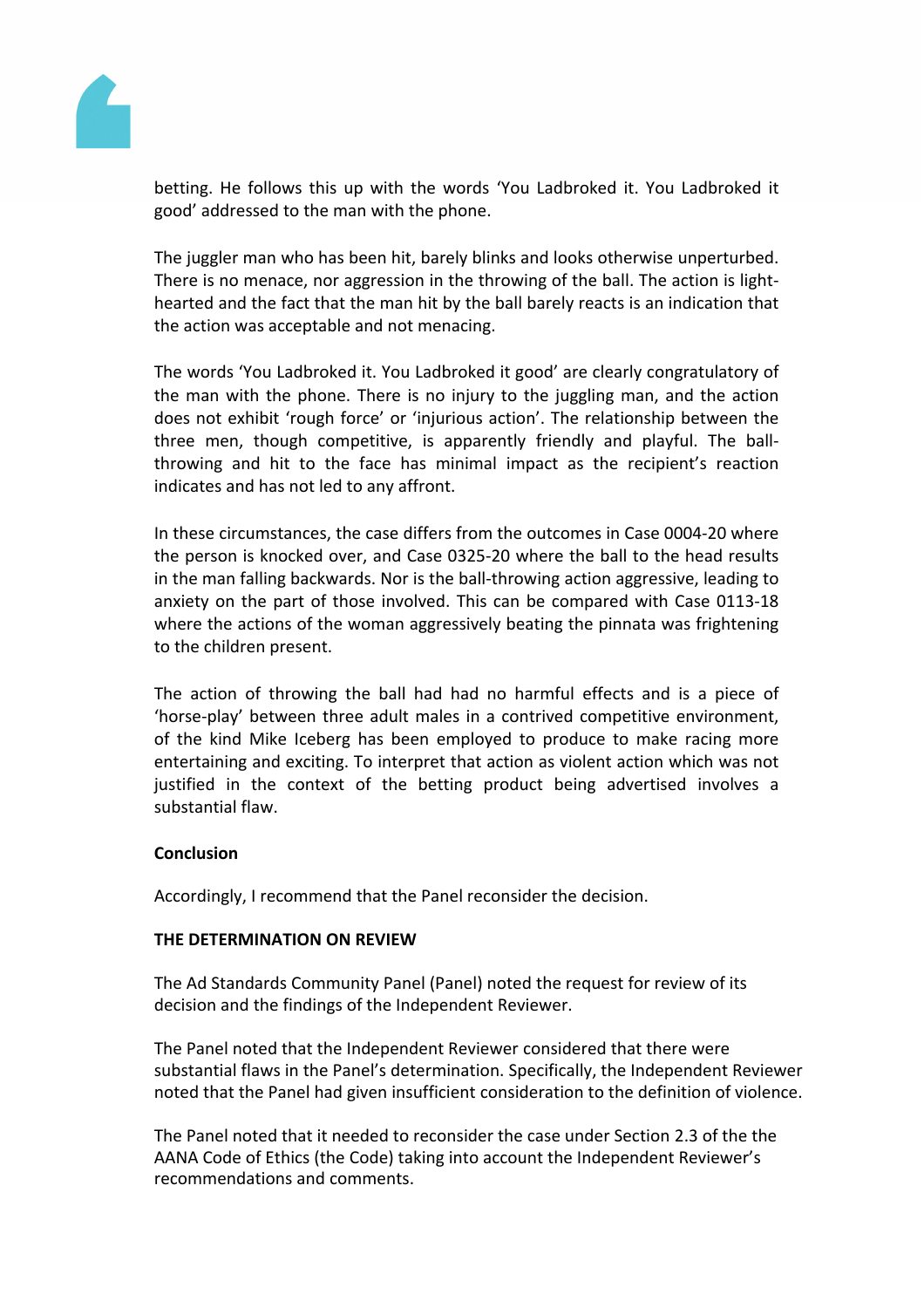betting. He follows this up with the words 'You Ladbroked it. You Ladbroked it good' addressed to the man with the phone.

The juggler man who has been hit, barely blinks and looks otherwise unperturbed. There is no menace, nor aggression in the throwing of the ball. The action is light-hearted and the fact that the man hit by the ball barely reacts is an indication that the action was acceptable and not menacing.

The words 'You Ladbroked it. You Ladbroked it good' are clearly congratulatory of the man with the phone. There is no injury to the juggling man, and the action does not exhibit 'rough force' or 'injurious action'. The relationship between the three men, though competitive, is apparently friendly and playful. The ball-throwing and hit to the face has minimal impact as the recipient's reaction indicates and has not led to any affront.

In these circumstances, the case differs from the outcomes in Case 0004-20 where the person is knocked over, and Case 0325-20 where the ball to the head results in the man falling backwards. Nor is the ball-throwing action aggressive, leading to anxiety on the part of those involved. This can be compared with Case 0113-18 where the actions of the woman aggressively beating the pinnata was frightening to the children present.

The action of throwing the ball had had no harmful effects and is a piece of 'horse-play' between three adult males in a contrived competitive environment, of the kind Mike Iceberg has been employed to produce to make racing more entertaining and exciting. To interpret that action as violent action which was not justified in the context of the betting product being advertised involves a substantial flaw.

**Conclusion**

Accordingly, I recommend that the Panel reconsider the decision.

**THE DETERMINATION ON REVIEW**

The Ad Standards Community Panel (Panel) noted the request for review of its decision and the findings of the Independent Reviewer.

The Panel noted that the Independent Reviewer considered that there were substantial flaws in the Panel's determination. Specifically, the Independent Reviewer noted that the Panel had given insufficient consideration to the definition of violence.

The Panel noted that it needed to reconsider the case under Section 2.3 of the the AANA Code of Ethics (the Code) taking into account the Independent Reviewer's recommendations and comments.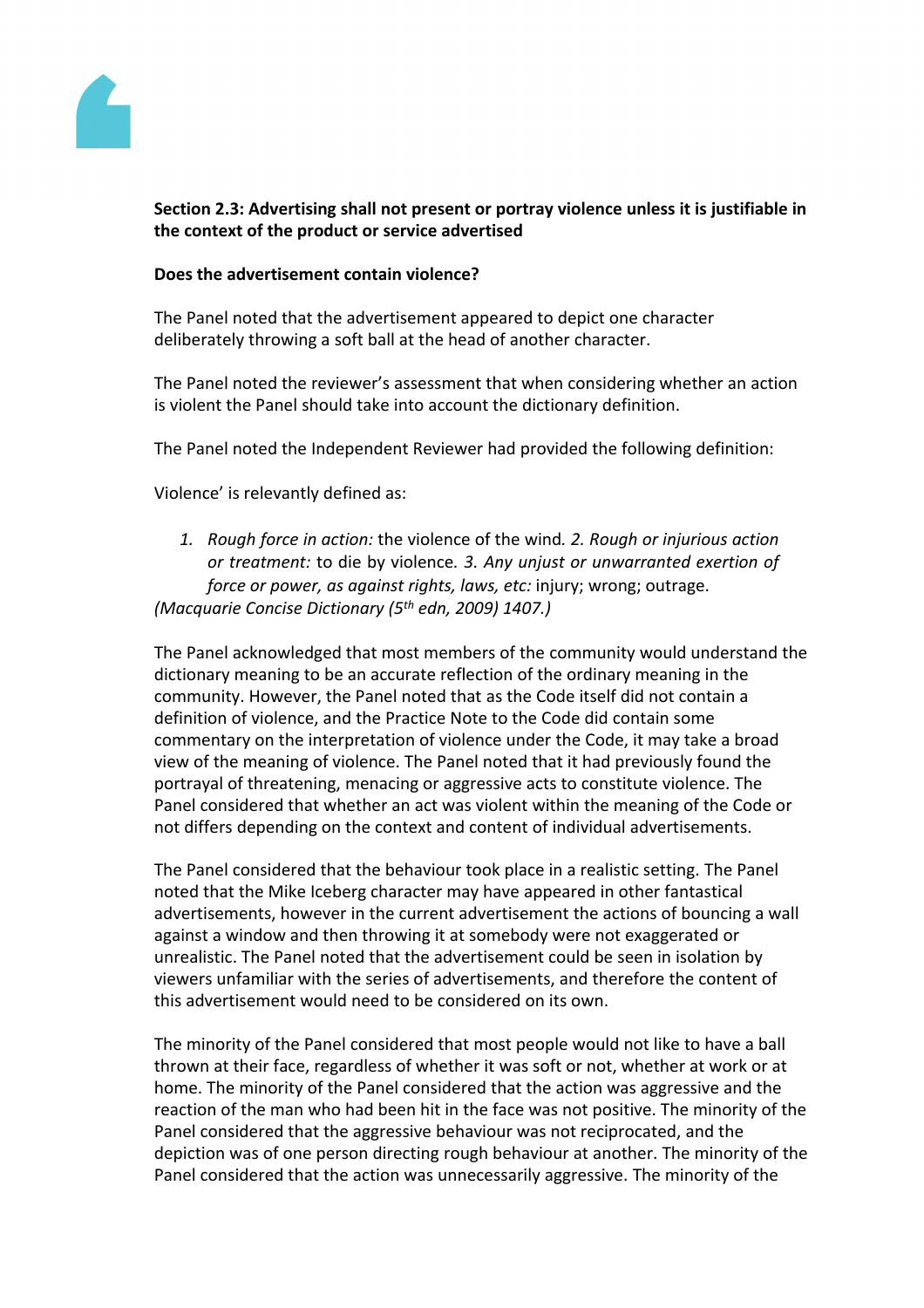**Section 2.3: Advertising shall not present or portray violence unless it is justifiable in the context of the product or service advertised**

**Does the advertisement contain violence?**

The Panel noted that the advertisement appeared to depict one character deliberately throwing a soft ball at the head of another character.

The Panel noted the reviewer's assessment that when considering whether an action is violent the Panel should take into account the dictionary definition.

The Panel noted the Independent Reviewer had provided the following definition:

Violence' is relevantly defined as:

1. *Rough force in action:* the violence of the wind*. 2. Rough or injurious action or treatment:* to die by violence*. 3. Any unjust or unwarranted exertion of force or power, as against rights, laws, etc:* injury; wrong; outrage.

*(Macquarie Concise Dictionary (5th edn, 2009) 1407.)*

The Panel acknowledged that most members of the community would understand the dictionary meaning to be an accurate reflection of the ordinary meaning in the community. However, the Panel noted that as the Code itself did not contain a definition of violence, and the Practice Note to the Code did contain some commentary on the interpretation of violence under the Code, it may take a broad view of the meaning of violence. The Panel noted that it had previously found the portrayal of threatening, menacing or aggressive acts to constitute violence. The Panel considered that whether an act was violent within the meaning of the Code or not differs depending on the context and content of individual advertisements.

The Panel considered that the behaviour took place in a realistic setting. The Panel noted that the Mike Iceberg character may have appeared in other fantastical advertisements, however in the current advertisement the actions of bouncing a wall against a window and then throwing it at somebody were not exaggerated or unrealistic. The Panel noted that the advertisement could be seen in isolation by viewers unfamiliar with the series of advertisements, and therefore the content of this advertisement would need to be considered on its own.

The minority of the Panel considered that most people would not like to have a ball thrown at their face, regardless of whether it was soft or not, whether at work or at home. The minority of the Panel considered that the action was aggressive and the reaction of the man who had been hit in the face was not positive. The minority of the Panel considered that the aggressive behaviour was not reciprocated, and the depiction was of one person directing rough behaviour at another. The minority of the Panel considered that the action was unnecessarily aggressive. The minority of the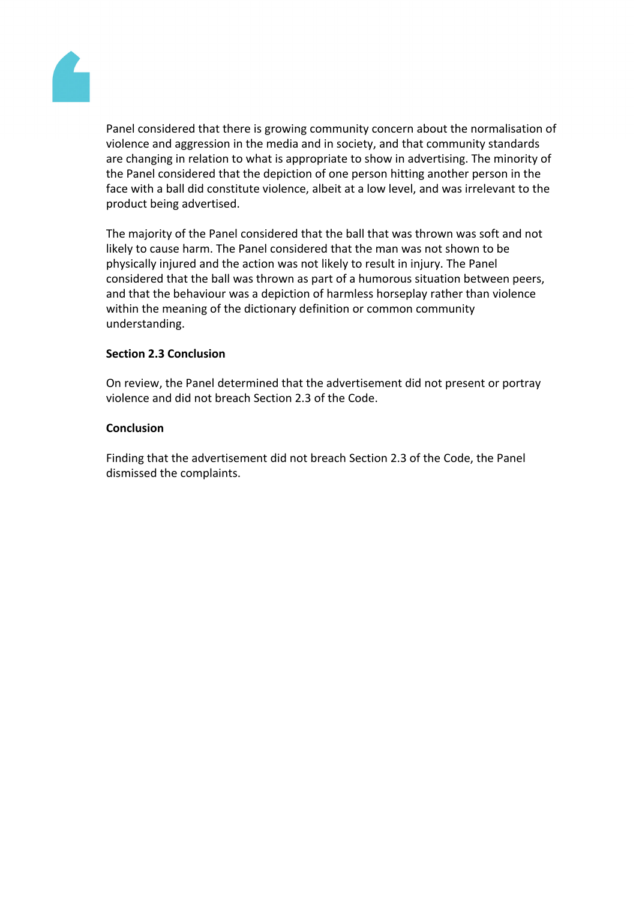Panel considered that there is growing community concern about the normalisation of violence and aggression in the media and in society, and that community standards are changing in relation to what is appropriate to show in advertising. The minority of the Panel considered that the depiction of one person hitting another person in the face with a ball did constitute violence, albeit at a low level, and was irrelevant to the product being advertised.

The majority of the Panel considered that the ball that was thrown was soft and not likely to cause harm. The Panel considered that the man was not shown to be physically injured and the action was not likely to result in injury. The Panel considered that the ball was thrown as part of a humorous situation between peers, and that the behaviour was a depiction of harmless horseplay rather than violence within the meaning of the dictionary definition or common community understanding.

**Section 2.3 Conclusion**

On review, the Panel determined that the advertisement did not present or portray violence and did not breach Section 2.3 of the Code.

**Conclusion**

Finding that the advertisement did not breach Section 2.3 of the Code, the Panel dismissed the complaints.